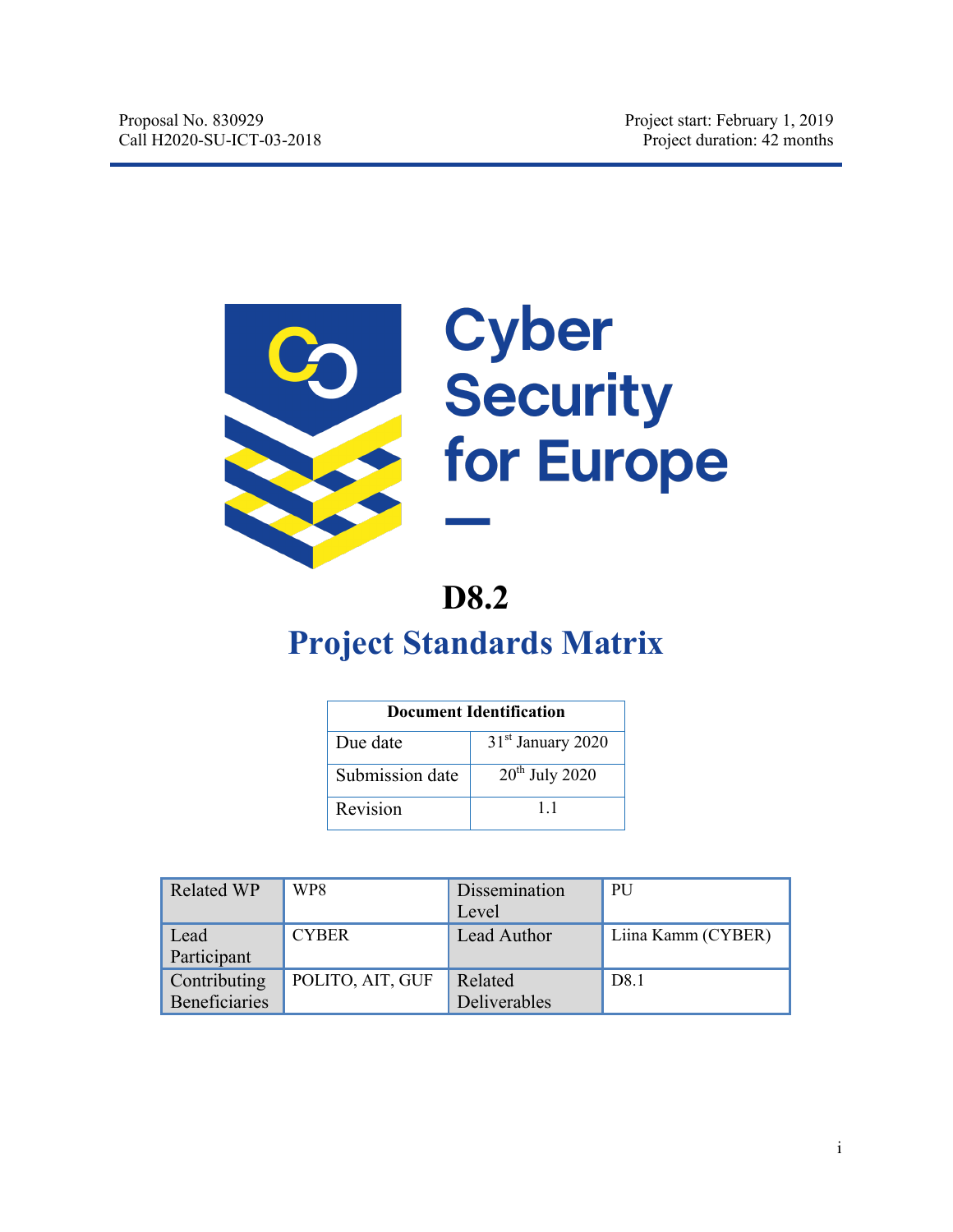Proposal No. 830929
Call H2020-SU-ICT-03-2018

Project start: February 1, 2019
Project duration: 42 months

Cyber Security for Europe

# D8.2

# Project Standards Matrix

| Document Identification | |
|---|---|
| Due date | 31st January 2020 |
| Submission date | 20th July 2020 |
| Revision | 1.1 |

| Related WP | WP8 | Dissemination Level | PU |
|---|---|---|---|
| Lead Participant | CYBER | Lead Author | Liina Kamm (CYBER) |
| Contributing Beneficiaries | POLITO, AIT, GUF | Related Deliverables | D8.1 |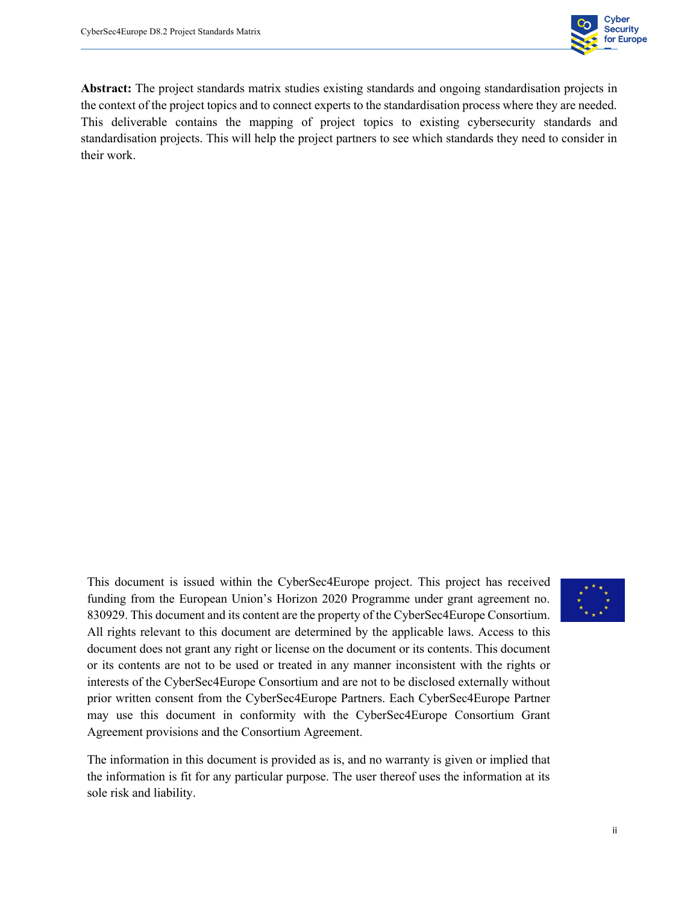**Abstract:** The project standards matrix studies existing standards and ongoing standardisation projects in the context of the project topics and to connect experts to the standardisation process where they are needed. This deliverable contains the mapping of project topics to existing cybersecurity standards and standardisation projects. This will help the project partners to see which standards they need to consider in their work.

This document is issued within the CyberSec4Europe project. This project has received funding from the European Union's Horizon 2020 Programme under grant agreement no. 830929. This document and its content are the property of the CyberSec4Europe Consortium. All rights relevant to this document are determined by the applicable laws. Access to this document does not grant any right or license on the document or its contents. This document or its contents are not to be used or treated in any manner inconsistent with the rights or interests of the CyberSec4Europe Consortium and are not to be disclosed externally without prior written consent from the CyberSec4Europe Partners. Each CyberSec4Europe Partner may use this document in conformity with the CyberSec4Europe Consortium Grant Agreement provisions and the Consortium Agreement.

The information in this document is provided as is, and no warranty is given or implied that the information is fit for any particular purpose. The user thereof uses the information at its sole risk and liability.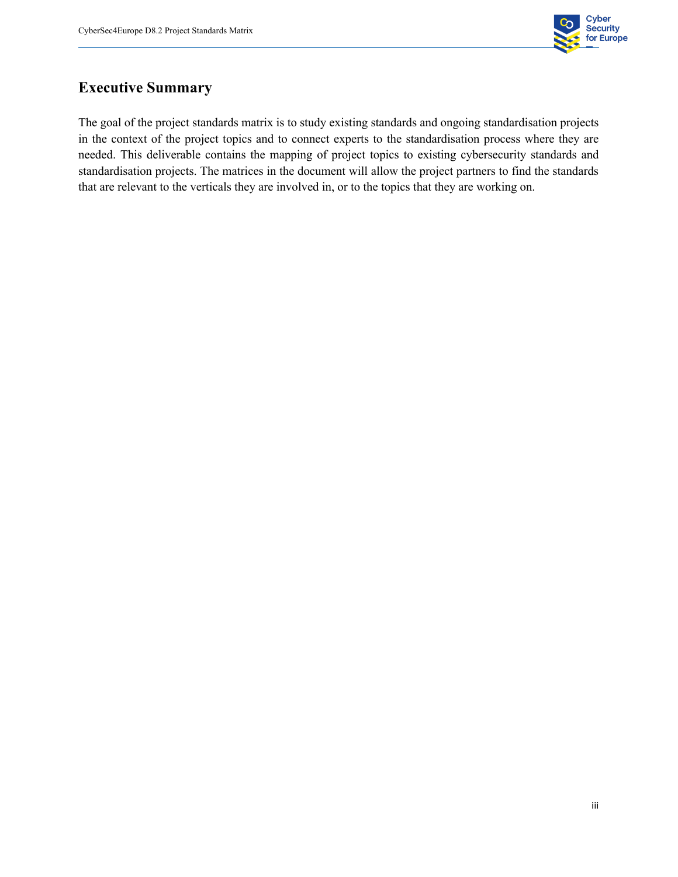# Executive Summary

The goal of the project standards matrix is to study existing standards and ongoing standardisation projects in the context of the project topics and to connect experts to the standardisation process where they are needed. This deliverable contains the mapping of project topics to existing cybersecurity standards and standardisation projects. The matrices in the document will allow the project partners to find the standards that are relevant to the verticals they are involved in, or to the topics that they are working on.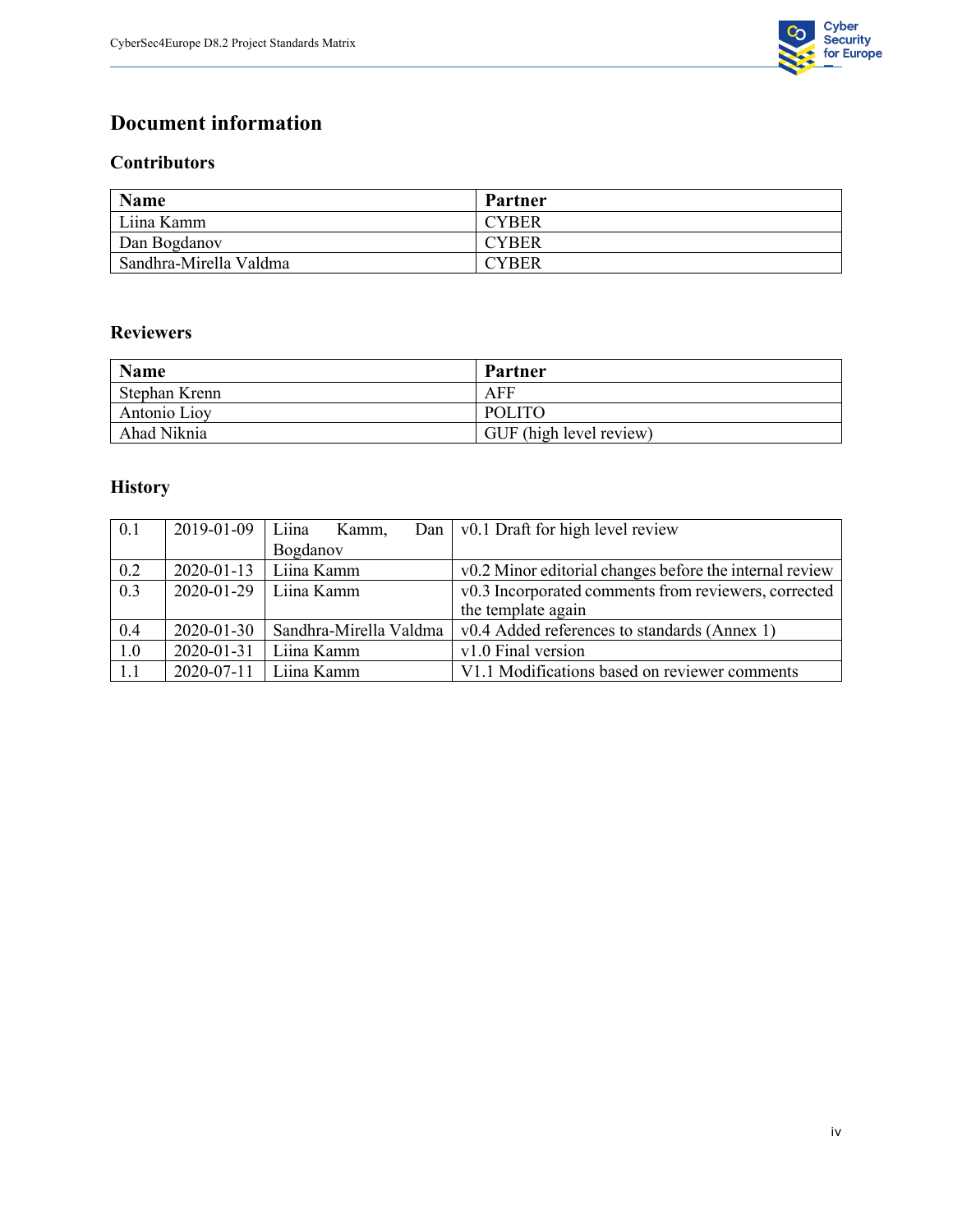# Document information

## Contributors

| Name | Partner |
|---|---|
| Liina Kamm | CYBER |
| Dan Bogdanov | CYBER |
| Sandhra-Mirella Valdma | CYBER |

## Reviewers

| Name | Partner |
|---|---|
| Stephan Krenn | AFF |
| Antonio Lioy | POLITO |
| Ahad Niknia | GUF (high level review) |

## History

| | | | |
|---|---|---|---|
| 0.1 | 2019-01-09 | Liina Kamm, Dan Bogdanov | v0.1 Draft for high level review |
| 0.2 | 2020-01-13 | Liina Kamm | v0.2 Minor editorial changes before the internal review |
| 0.3 | 2020-01-29 | Liina Kamm | v0.3 Incorporated comments from reviewers, corrected the template again |
| 0.4 | 2020-01-30 | Sandhra-Mirella Valdma | v0.4 Added references to standards (Annex 1) |
| 1.0 | 2020-01-31 | Liina Kamm | v1.0 Final version |
| 1.1 | 2020-07-11 | Liina Kamm | V1.1 Modifications based on reviewer comments |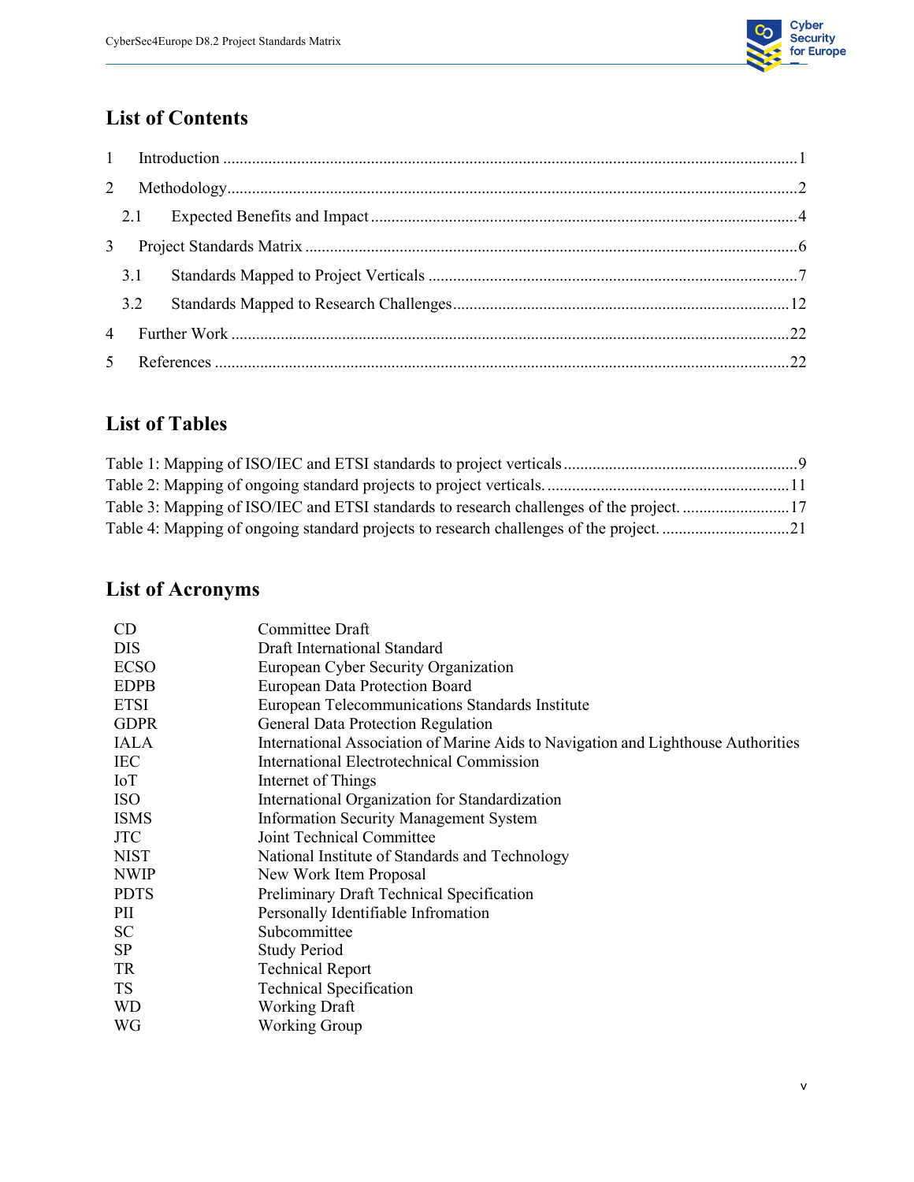## List of Contents

1 Introduction ....................................................................................................................................1

2 Methodology....................................................................................................................................2

2.1 Expected Benefits and Impact ......................................................................................................4

3 Project Standards Matrix ..................................................................................................................6

3.1 Standards Mapped to Project Verticals ........................................................................................7

3.2 Standards Mapped to Research Challenges................................................................................12

4 Further Work ..................................................................................................................................22

5 References ......................................................................................................................................22

## List of Tables

Table 1: Mapping of ISO/IEC and ETSI standards to project verticals........................................................9

Table 2: Mapping of ongoing standard projects to project verticals. ..........................................................11

Table 3: Mapping of ISO/IEC and ETSI standards to research challenges of the project. ..........................17

Table 4: Mapping of ongoing standard projects to research challenges of the project. ..............................21

## List of Acronyms

| | |
|---|---|
| CD | Committee Draft |
| DIS | Draft International Standard |
| ECSO | European Cyber Security Organization |
| EDPB | European Data Protection Board |
| ETSI | European Telecommunications Standards Institute |
| GDPR | General Data Protection Regulation |
| IALA | International Association of Marine Aids to Navigation and Lighthouse Authorities |
| IEC | International Electrotechnical Commission |
| IoT | Internet of Things |
| ISO | International Organization for Standardization |
| ISMS | Information Security Management System |
| JTC | Joint Technical Committee |
| NIST | National Institute of Standards and Technology |
| NWIP | New Work Item Proposal |
| PDTS | Preliminary Draft Technical Specification |
| PII | Personally Identifiable Infromation |
| SC | Subcommittee |
| SP | Study Period |
| TR | Technical Report |
| TS | Technical Specification |
| WD | Working Draft |
| WG | Working Group |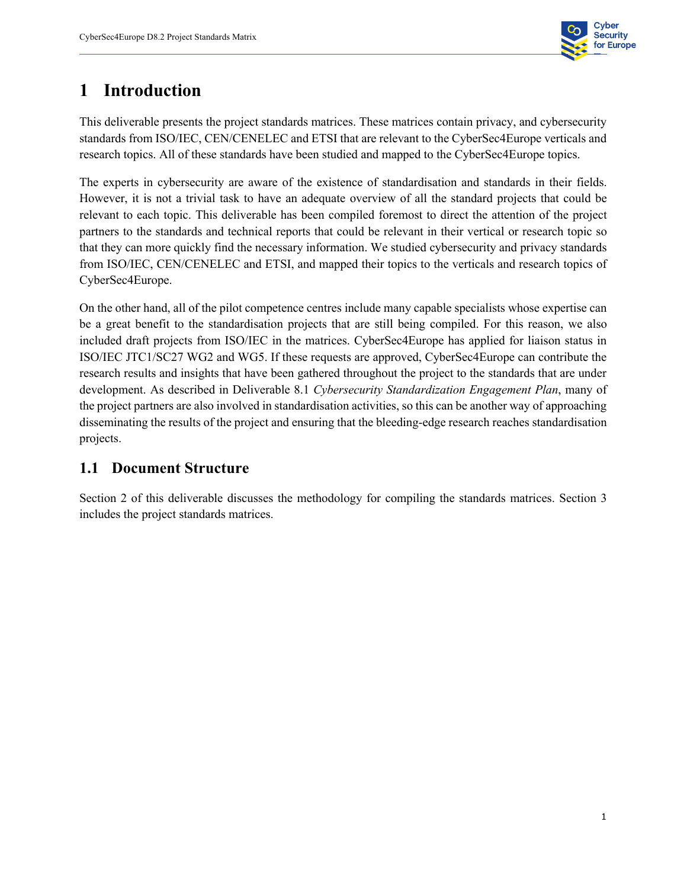# 1 Introduction

This deliverable presents the project standards matrices. These matrices contain privacy, and cybersecurity standards from ISO/IEC, CEN/CENELEC and ETSI that are relevant to the CyberSec4Europe verticals and research topics. All of these standards have been studied and mapped to the CyberSec4Europe topics.

The experts in cybersecurity are aware of the existence of standardisation and standards in their fields. However, it is not a trivial task to have an adequate overview of all the standard projects that could be relevant to each topic. This deliverable has been compiled foremost to direct the attention of the project partners to the standards and technical reports that could be relevant in their vertical or research topic so that they can more quickly find the necessary information. We studied cybersecurity and privacy standards from ISO/IEC, CEN/CENELEC and ETSI, and mapped their topics to the verticals and research topics of CyberSec4Europe.

On the other hand, all of the pilot competence centres include many capable specialists whose expertise can be a great benefit to the standardisation projects that are still being compiled. For this reason, we also included draft projects from ISO/IEC in the matrices. CyberSec4Europe has applied for liaison status in ISO/IEC JTC1/SC27 WG2 and WG5. If these requests are approved, CyberSec4Europe can contribute the research results and insights that have been gathered throughout the project to the standards that are under development. As described in Deliverable 8.1 *Cybersecurity Standardization Engagement Plan*, many of the project partners are also involved in standardisation activities, so this can be another way of approaching disseminating the results of the project and ensuring that the bleeding-edge research reaches standardisation projects.

## 1.1 Document Structure

Section 2 of this deliverable discusses the methodology for compiling the standards matrices. Section 3 includes the project standards matrices.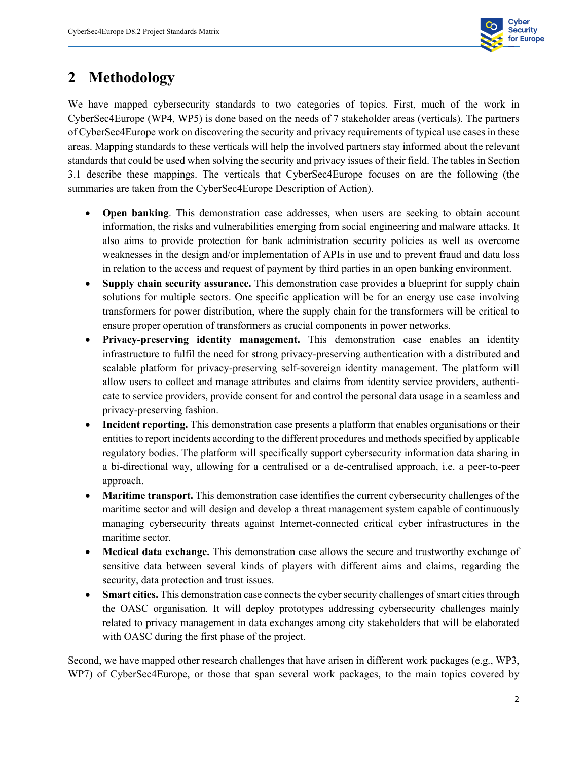# 2 Methodology

We have mapped cybersecurity standards to two categories of topics. First, much of the work in CyberSec4Europe (WP4, WP5) is done based on the needs of 7 stakeholder areas (verticals). The partners of CyberSec4Europe work on discovering the security and privacy requirements of typical use cases in these areas. Mapping standards to these verticals will help the involved partners stay informed about the relevant standards that could be used when solving the security and privacy issues of their field. The tables in Section 3.1 describe these mappings. The verticals that CyberSec4Europe focuses on are the following (the summaries are taken from the CyberSec4Europe Description of Action).

- **Open banking**. This demonstration case addresses, when users are seeking to obtain account information, the risks and vulnerabilities emerging from social engineering and malware attacks. It also aims to provide protection for bank administration security policies as well as overcome weaknesses in the design and/or implementation of APIs in use and to prevent fraud and data loss in relation to the access and request of payment by third parties in an open banking environment.
- **Supply chain security assurance.** This demonstration case provides a blueprint for supply chain solutions for multiple sectors. One specific application will be for an energy use case involving transformers for power distribution, where the supply chain for the transformers will be critical to ensure proper operation of transformers as crucial components in power networks.
- **Privacy-preserving identity management.** This demonstration case enables an identity infrastructure to fulfil the need for strong privacy-preserving authentication with a distributed and scalable platform for privacy-preserving self-sovereign identity management. The platform will allow users to collect and manage attributes and claims from identity service providers, authenticate to service providers, provide consent for and control the personal data usage in a seamless and privacy-preserving fashion.
- **Incident reporting.** This demonstration case presents a platform that enables organisations or their entities to report incidents according to the different procedures and methods specified by applicable regulatory bodies. The platform will specifically support cybersecurity information data sharing in a bi-directional way, allowing for a centralised or a de-centralised approach, i.e. a peer-to-peer approach.
- **Maritime transport.** This demonstration case identifies the current cybersecurity challenges of the maritime sector and will design and develop a threat management system capable of continuously managing cybersecurity threats against Internet-connected critical cyber infrastructures in the maritime sector.
- **Medical data exchange.** This demonstration case allows the secure and trustworthy exchange of sensitive data between several kinds of players with different aims and claims, regarding the security, data protection and trust issues.
- **Smart cities.** This demonstration case connects the cyber security challenges of smart cities through the OASC organisation. It will deploy prototypes addressing cybersecurity challenges mainly related to privacy management in data exchanges among city stakeholders that will be elaborated with OASC during the first phase of the project.

Second, we have mapped other research challenges that have arisen in different work packages (e.g., WP3, WP7) of CyberSec4Europe, or those that span several work packages, to the main topics covered by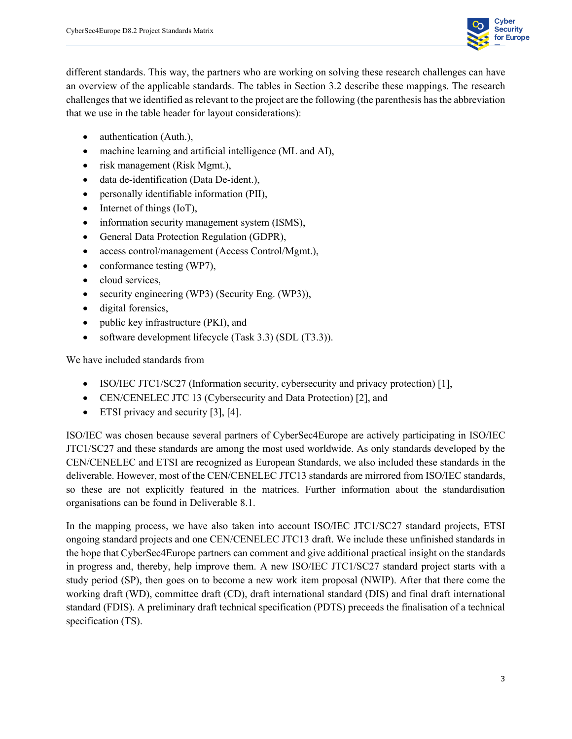different standards. This way, the partners who are working on solving these research challenges can have an overview of the applicable standards. The tables in Section 3.2 describe these mappings. The research challenges that we identified as relevant to the project are the following (the parenthesis has the abbreviation that we use in the table header for layout considerations):

- authentication (Auth.),
- machine learning and artificial intelligence (ML and AI),
- risk management (Risk Mgmt.),
- data de-identification (Data De-ident.),
- personally identifiable information (PII),
- Internet of things (IoT),
- information security management system (ISMS),
- General Data Protection Regulation (GDPR),
- access control/management (Access Control/Mgmt.),
- conformance testing (WP7),
- cloud services,
- security engineering (WP3) (Security Eng. (WP3)),
- digital forensics,
- public key infrastructure (PKI), and
- software development lifecycle (Task 3.3) (SDL (T3.3)).

We have included standards from

- ISO/IEC JTC1/SC27 (Information security, cybersecurity and privacy protection) [1],
- CEN/CENELEC JTC 13 (Cybersecurity and Data Protection) [2], and
- ETSI privacy and security [3], [4].

ISO/IEC was chosen because several partners of CyberSec4Europe are actively participating in ISO/IEC JTC1/SC27 and these standards are among the most used worldwide. As only standards developed by the CEN/CENELEC and ETSI are recognized as European Standards, we also included these standards in the deliverable. However, most of the CEN/CENELEC JTC13 standards are mirrored from ISO/IEC standards, so these are not explicitly featured in the matrices. Further information about the standardisation organisations can be found in Deliverable 8.1.

In the mapping process, we have also taken into account ISO/IEC JTC1/SC27 standard projects, ETSI ongoing standard projects and one CEN/CENELEC JTC13 draft. We include these unfinished standards in the hope that CyberSec4Europe partners can comment and give additional practical insight on the standards in progress and, thereby, help improve them. A new ISO/IEC JTC1/SC27 standard project starts with a study period (SP), then goes on to become a new work item proposal (NWIP). After that there come the working draft (WD), committee draft (CD), draft international standard (DIS) and final draft international standard (FDIS). A preliminary draft technical specification (PDTS) preceeds the finalisation of a technical specification (TS).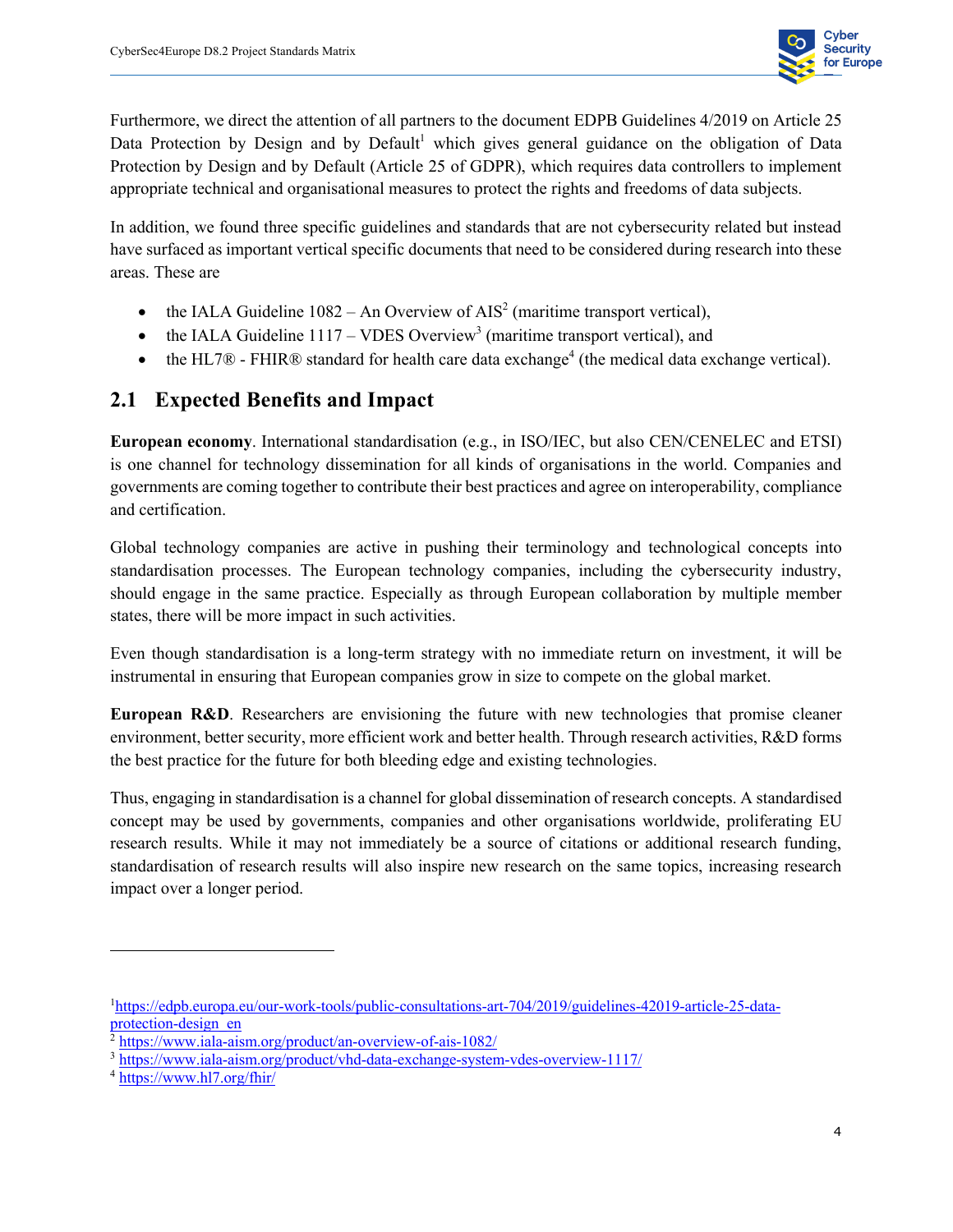Furthermore, we direct the attention of all partners to the document EDPB Guidelines 4/2019 on Article 25 Data Protection by Design and by Default[1] which gives general guidance on the obligation of Data Protection by Design and by Default (Article 25 of GDPR), which requires data controllers to implement appropriate technical and organisational measures to protect the rights and freedoms of data subjects.

In addition, we found three specific guidelines and standards that are not cybersecurity related but instead have surfaced as important vertical specific documents that need to be considered during research into these areas. These are

- the IALA Guideline 1082 – An Overview of AIS[2] (maritime transport vertical),
- the IALA Guideline 1117 – VDES Overview[3] (maritime transport vertical), and
- the HL7® - FHIR® standard for health care data exchange[4] (the medical data exchange vertical).

## 2.1 Expected Benefits and Impact

**European economy**. International standardisation (e.g., in ISO/IEC, but also CEN/CENELEC and ETSI) is one channel for technology dissemination for all kinds of organisations in the world. Companies and governments are coming together to contribute their best practices and agree on interoperability, compliance and certification.

Global technology companies are active in pushing their terminology and technological concepts into standardisation processes. The European technology companies, including the cybersecurity industry, should engage in the same practice. Especially as through European collaboration by multiple member states, there will be more impact in such activities.

Even though standardisation is a long-term strategy with no immediate return on investment, it will be instrumental in ensuring that European companies grow in size to compete on the global market.

**European R&D**. Researchers are envisioning the future with new technologies that promise cleaner environment, better security, more efficient work and better health. Through research activities, R&D forms the best practice for the future for both bleeding edge and existing technologies.

Thus, engaging in standardisation is a channel for global dissemination of research concepts. A standardised concept may be used by governments, companies and other organisations worldwide, proliferating EU research results. While it may not immediately be a source of citations or additional research funding, standardisation of research results will also inspire new research on the same topics, increasing research impact over a longer period.

---

[1] https://edpb.europa.eu/our-work-tools/public-consultations-art-704/2019/guidelines-42019-article-25-data-protection-design_en

[2] https://www.iala-aism.org/product/an-overview-of-ais-1082/

[3] https://www.iala-aism.org/product/vhd-data-exchange-system-vdes-overview-1117/

[4] https://www.hl7.org/fhir/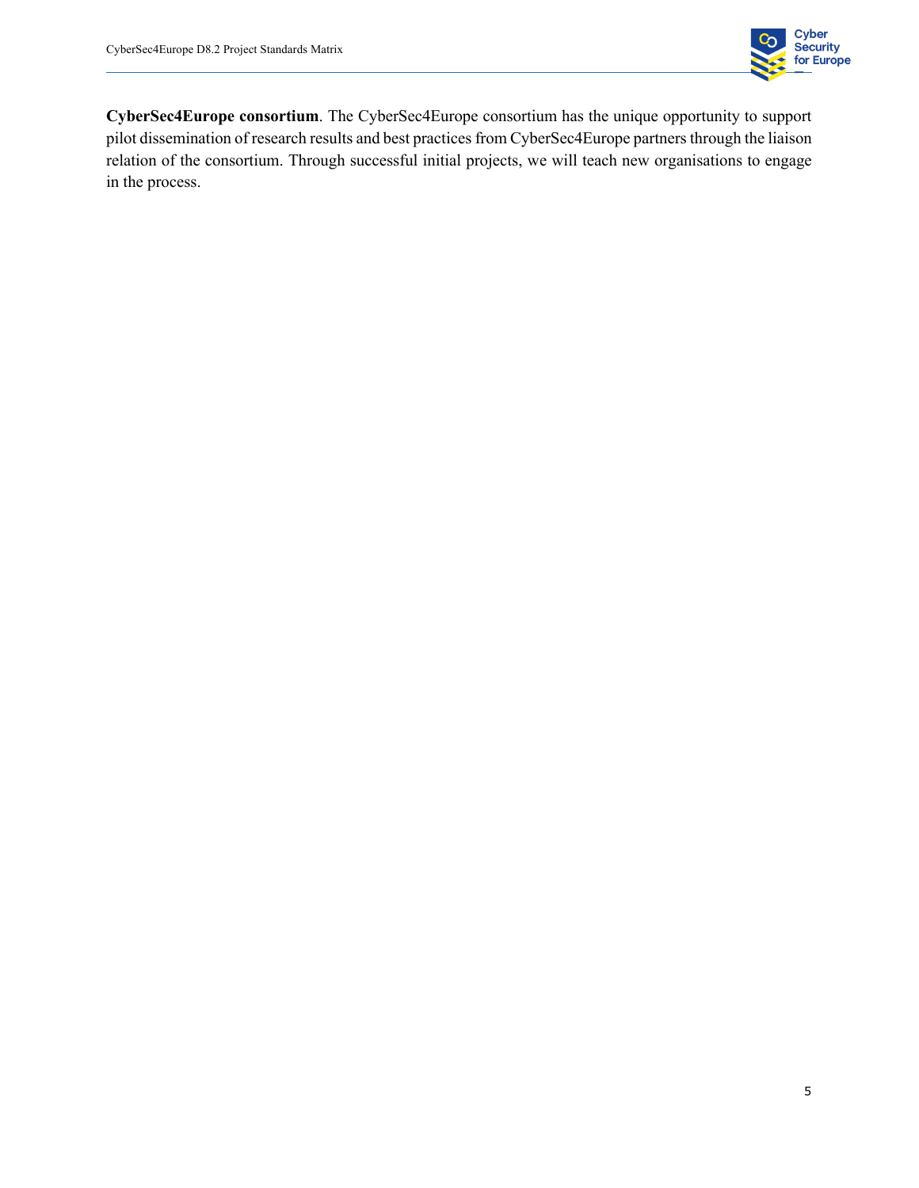**CyberSec4Europe consortium**. The CyberSec4Europe consortium has the unique opportunity to support pilot dissemination of research results and best practices from CyberSec4Europe partners through the liaison relation of the consortium. Through successful initial projects, we will teach new organisations to engage in the process.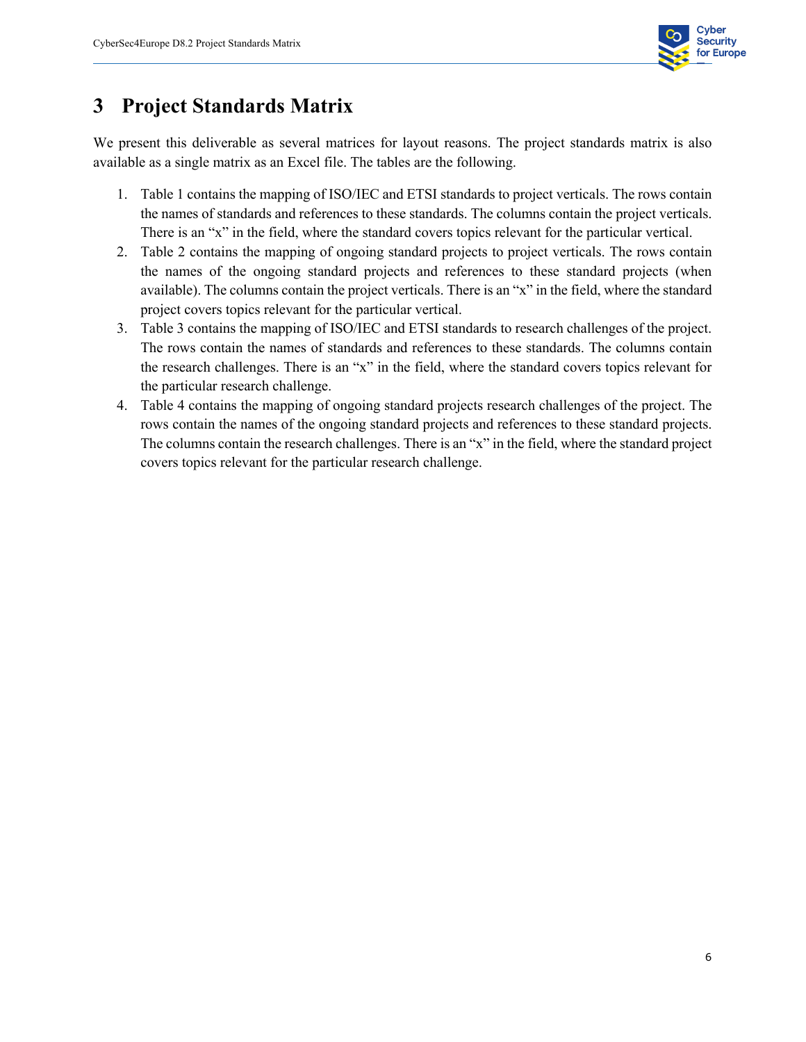# 3 Project Standards Matrix

We present this deliverable as several matrices for layout reasons. The project standards matrix is also available as a single matrix as an Excel file. The tables are the following.

1. Table 1 contains the mapping of ISO/IEC and ETSI standards to project verticals. The rows contain the names of standards and references to these standards. The columns contain the project verticals. There is an "x" in the field, where the standard covers topics relevant for the particular vertical.
2. Table 2 contains the mapping of ongoing standard projects to project verticals. The rows contain the names of the ongoing standard projects and references to these standard projects (when available). The columns contain the project verticals. There is an "x" in the field, where the standard project covers topics relevant for the particular vertical.
3. Table 3 contains the mapping of ISO/IEC and ETSI standards to research challenges of the project. The rows contain the names of standards and references to these standards. The columns contain the research challenges. There is an "x" in the field, where the standard covers topics relevant for the particular research challenge.
4. Table 4 contains the mapping of ongoing standard projects research challenges of the project. The rows contain the names of the ongoing standard projects and references to these standard projects. The columns contain the research challenges. There is an "x" in the field, where the standard project covers topics relevant for the particular research challenge.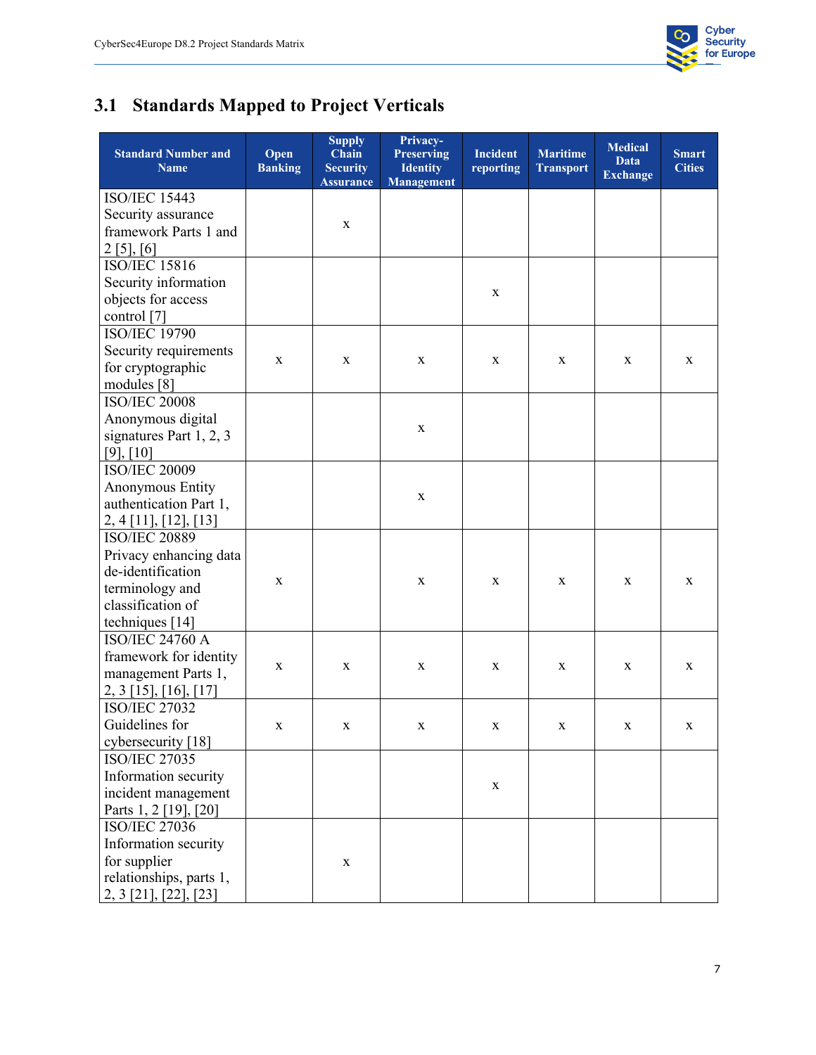## 3.1 Standards Mapped to Project Verticals

| Standard Number and Name | Open Banking | Supply Chain Security Assurance | Privacy-Preserving Identity Management | Incident reporting | Maritime Transport | Medical Data Exchange | Smart Cities |
|---|---|---|---|---|---|---|---|
| ISO/IEC 15443 Security assurance framework Parts 1 and 2 [5], [6] | | x | | | | | |
| ISO/IEC 15816 Security information objects for access control [7] | | | | x | | | |
| ISO/IEC 19790 Security requirements for cryptographic modules [8] | x | x | x | x | x | x | x |
| ISO/IEC 20008 Anonymous digital signatures Part 1, 2, 3 [9], [10] | | | x | | | | |
| ISO/IEC 20009 Anonymous Entity authentication Part 1, 2, 4 [11], [12], [13] | | | x | | | | |
| ISO/IEC 20889 Privacy enhancing data de-identification terminology and classification of techniques [14] | x | | x | x | x | x | x |
| ISO/IEC 24760 A framework for identity management Parts 1, 2, 3 [15], [16], [17] | x | x | x | x | x | x | x |
| ISO/IEC 27032 Guidelines for cybersecurity [18] | x | x | x | x | x | x | x |
| ISO/IEC 27035 Information security incident management Parts 1, 2 [19], [20] | | | | x | | | |
| ISO/IEC 27036 Information security for supplier relationships, parts 1, 2, 3 [21], [22], [23] | | x | | | | | |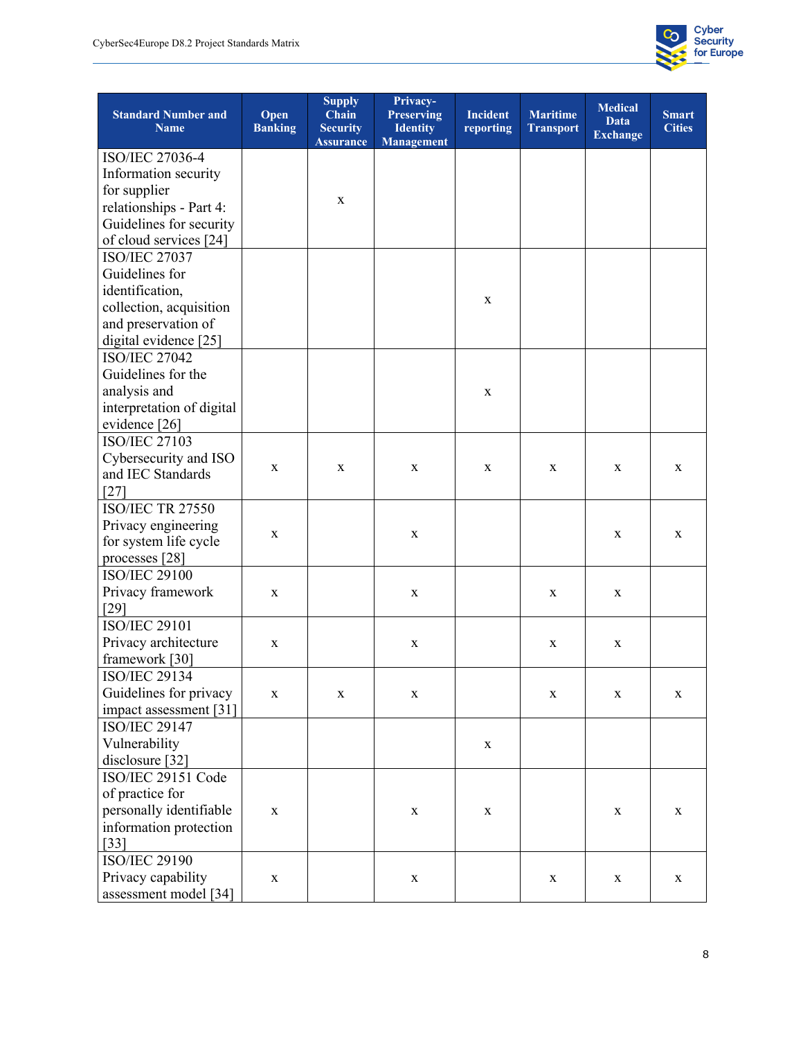| Standard Number and Name | Open Banking | Supply Chain Security Assurance | Privacy-Preserving Identity Management | Incident reporting | Maritime Transport | Medical Data Exchange | Smart Cities |
|---|---|---|---|---|---|---|---|
| ISO/IEC 27036-4 Information security for supplier relationships - Part 4: Guidelines for security of cloud services [24] | | x | | | | | |
| ISO/IEC 27037 Guidelines for identification, collection, acquisition and preservation of digital evidence [25] | | | | x | | | |
| ISO/IEC 27042 Guidelines for the analysis and interpretation of digital evidence [26] | | | | x | | | |
| ISO/IEC 27103 Cybersecurity and ISO and IEC Standards [27] | x | x | x | x | x | x | x |
| ISO/IEC TR 27550 Privacy engineering for system life cycle processes [28] | x | | x | | | x | x |
| ISO/IEC 29100 Privacy framework [29] | x | | x | | x | x | |
| ISO/IEC 29101 Privacy architecture framework [30] | x | | x | | x | x | |
| ISO/IEC 29134 Guidelines for privacy impact assessment [31] | x | x | x | | x | x | x |
| ISO/IEC 29147 Vulnerability disclosure [32] | | | | x | | | |
| ISO/IEC 29151 Code of practice for personally identifiable information protection [33] | x | | x | x | | x | x |
| ISO/IEC 29190 Privacy capability assessment model [34] | x | | x | | x | x | x |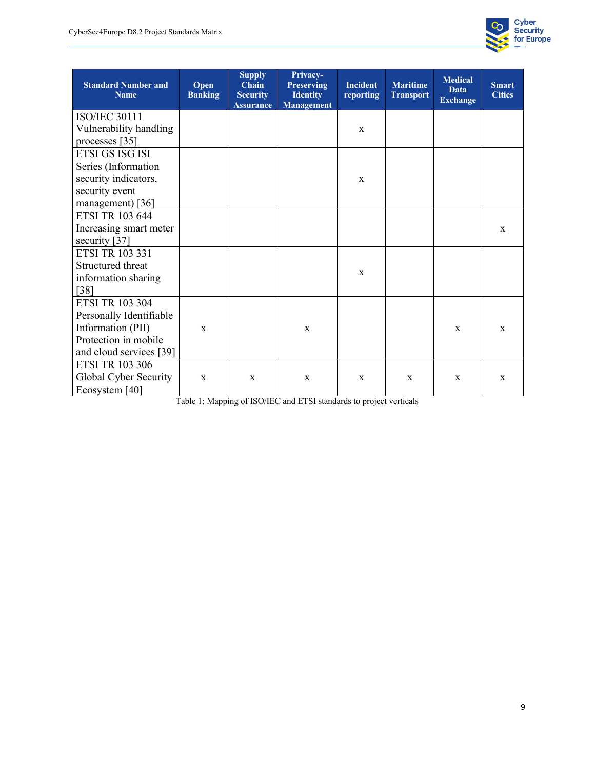| Standard Number and Name | Open Banking | Supply Chain Security Assurance | Privacy-Preserving Identity Management | Incident reporting | Maritime Transport | Medical Data Exchange | Smart Cities |
|---|---|---|---|---|---|---|---|
| ISO/IEC 30111 Vulnerability handling processes [35] | | | | x | | | |
| ETSI GS ISG ISI Series (Information security indicators, security event management) [36] | | | | x | | | |
| ETSI TR 103 644 Increasing smart meter security [37] | | | | | | | x |
| ETSI TR 103 331 Structured threat information sharing [38] | | | | x | | | |
| ETSI TR 103 304 Personally Identifiable Information (PII) Protection in mobile and cloud services [39] | x | | x | | | x | x |
| ETSI TR 103 306 Global Cyber Security Ecosystem [40] | x | x | x | x | x | x | x |

Table 1: Mapping of ISO/IEC and ETSI standards to project verticals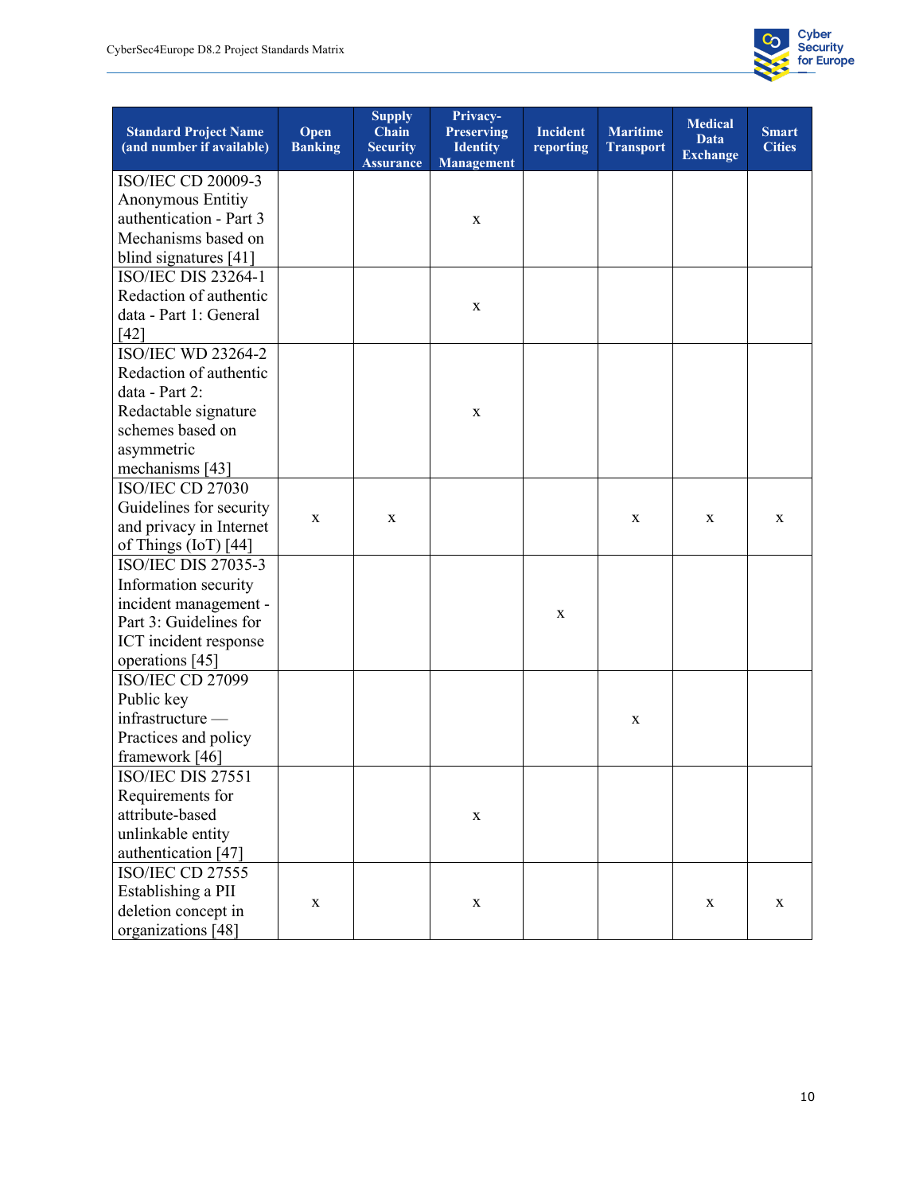| Standard Project Name (and number if available) | Open Banking | Supply Chain Security Assurance | Privacy-Preserving Identity Management | Incident reporting | Maritime Transport | Medical Data Exchange | Smart Cities |
|---|---|---|---|---|---|---|---|
| ISO/IEC CD 20009-3 Anonymous Entitiy authentication - Part 3 Mechanisms based on blind signatures [41] | | | x | | | | |
| ISO/IEC DIS 23264-1 Redaction of authentic data - Part 1: General [42] | | | x | | | | |
| ISO/IEC WD 23264-2 Redaction of authentic data - Part 2: Redactable signature schemes based on asymmetric mechanisms [43] | | | x | | | | |
| ISO/IEC CD 27030 Guidelines for security and privacy in Internet of Things (IoT) [44] | x | x | | | x | x | x |
| ISO/IEC DIS 27035-3 Information security incident management - Part 3: Guidelines for ICT incident response operations [45] | | | | x | | | |
| ISO/IEC CD 27099 Public key infrastructure — Practices and policy framework [46] | | | | | x | | |
| ISO/IEC DIS 27551 Requirements for attribute-based unlinkable entity authentication [47] | | | x | | | | |
| ISO/IEC CD 27555 Establishing a PII deletion concept in organizations [48] | x | | x | | | x | x |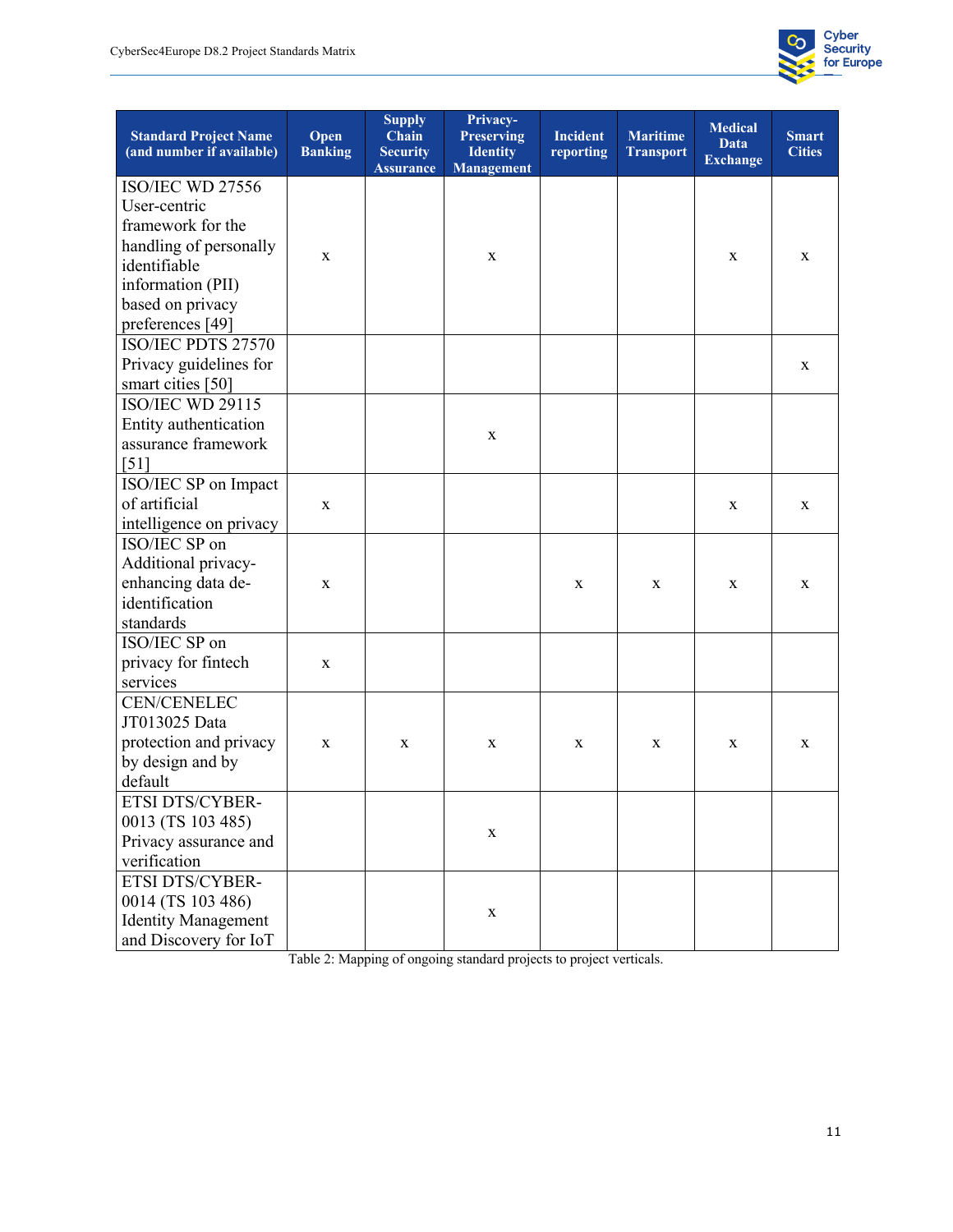| Standard Project Name (and number if available) | Open Banking | Supply Chain Security Assurance | Privacy-Preserving Identity Management | Incident reporting | Maritime Transport | Medical Data Exchange | Smart Cities |
|---|---|---|---|---|---|---|---|
| ISO/IEC WD 27556 User-centric framework for the handling of personally identifiable information (PII) based on privacy preferences [49] | x | | x | | | x | x |
| ISO/IEC PDTS 27570 Privacy guidelines for smart cities [50] | | | | | | | x |
| ISO/IEC WD 29115 Entity authentication assurance framework [51] | | | x | | | | |
| ISO/IEC SP on Impact of artificial intelligence on privacy | x | | | | | x | x |
| ISO/IEC SP on Additional privacy-enhancing data de-identification standards | x | | | x | x | x | x |
| ISO/IEC SP on privacy for fintech services | x | | | | | | |
| CEN/CENELEC JT013025 Data protection and privacy by design and by default | x | x | x | x | x | x | x |
| ETSI DTS/CYBER-0013 (TS 103 485) Privacy assurance and verification | | | x | | | | |
| ETSI DTS/CYBER-0014 (TS 103 486) Identity Management and Discovery for IoT | | | x | | | | |

Table 2: Mapping of ongoing standard projects to project verticals.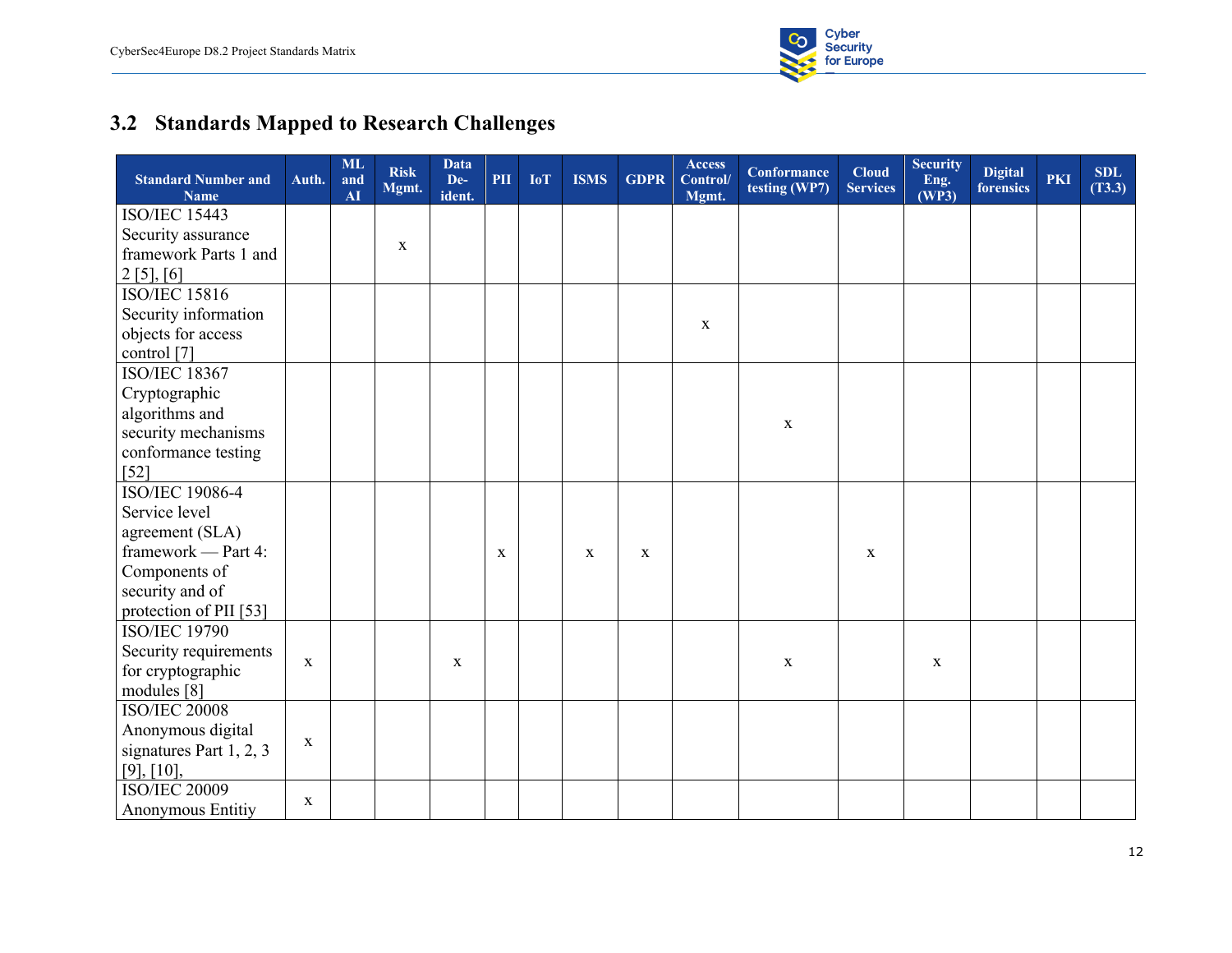## 3.2 Standards Mapped to Research Challenges

| Standard Number and Name | Auth. | ML and AI | Risk Mgmt. | Data De-ident. | PII | IoT | ISMS | GDPR | Access Control/ Mgmt. | Conformance testing (WP7) | Cloud Services | Security Eng. (WP3) | Digital forensics | PKI | SDL (T3.3) |
|---|---|---|---|---|---|---|---|---|---|---|---|---|---|---|---|
| ISO/IEC 15443 Security assurance framework Parts 1 and 2 [5], [6] | | | x | | | | | | | | | | | | |
| ISO/IEC 15816 Security information objects for access control [7] | | | | | | | | | x | | | | | | |
| ISO/IEC 18367 Cryptographic algorithms and security mechanisms conformance testing [52] | | | | | | | | | | x | | | | | |
| ISO/IEC 19086-4 Service level agreement (SLA) framework — Part 4: Components of security and of protection of PII [53] | | | | | x | | x | x | | | x | | | | |
| ISO/IEC 19790 Security requirements for cryptographic modules [8] | x | | | x | | | | | | x | | x | | | |
| ISO/IEC 20008 Anonymous digital signatures Part 1, 2, 3 [9], [10], | x | | | | | | | | | | | | | | |
| ISO/IEC 20009 Anonymous Entitiy | x | | | | | | | | | | | | | | |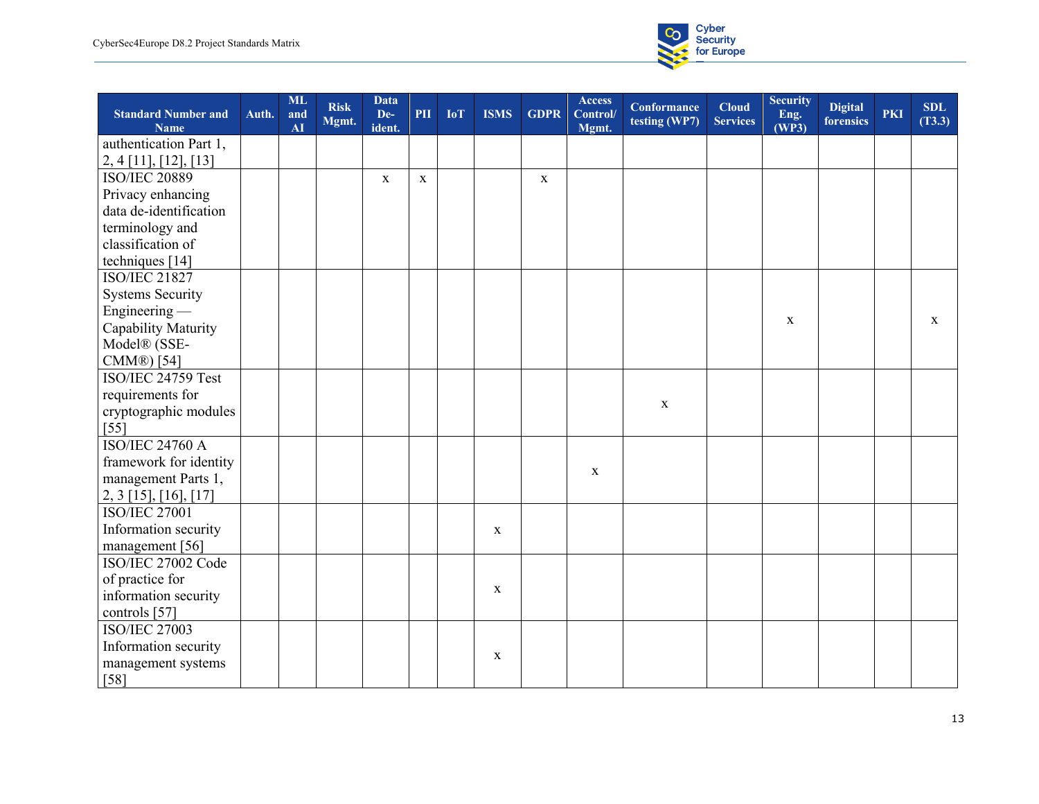| Standard Number and Name | Auth. | ML and AI | Risk Mgmt. | Data De-ident. | PII | IoT | ISMS | GDPR | Access Control/ Mgmt. | Conformance testing (WP7) | Cloud Services | Security Eng. (WP3) | Digital forensics | PKI | SDL (T3.3) |
|---|---|---|---|---|---|---|---|---|---|---|---|---|---|---|---|
| authentication Part 1, 2, 4 [11], [12], [13] | | | | | | | | | | | | | | | |
| ISO/IEC 20889 Privacy enhancing data de-identification terminology and classification of techniques [14] | | | | x | x | | | x | | | | | | | |
| ISO/IEC 21827 Systems Security Engineering — Capability Maturity Model® (SSE-CMM®) [54] | | | | | | | | | | | | x | | | x |
| ISO/IEC 24759 Test requirements for cryptographic modules [55] | | | | | | | | | | x | | | | | |
| ISO/IEC 24760 A framework for identity management Parts 1, 2, 3 [15], [16], [17] | | | | | | | | | x | | | | | | |
| ISO/IEC 27001 Information security management [56] | | | | | | | x | | | | | | | | |
| ISO/IEC 27002 Code of practice for information security controls [57] | | | | | | | x | | | | | | | | |
| ISO/IEC 27003 Information security management systems [58] | | | | | | | x | | | | | | | | |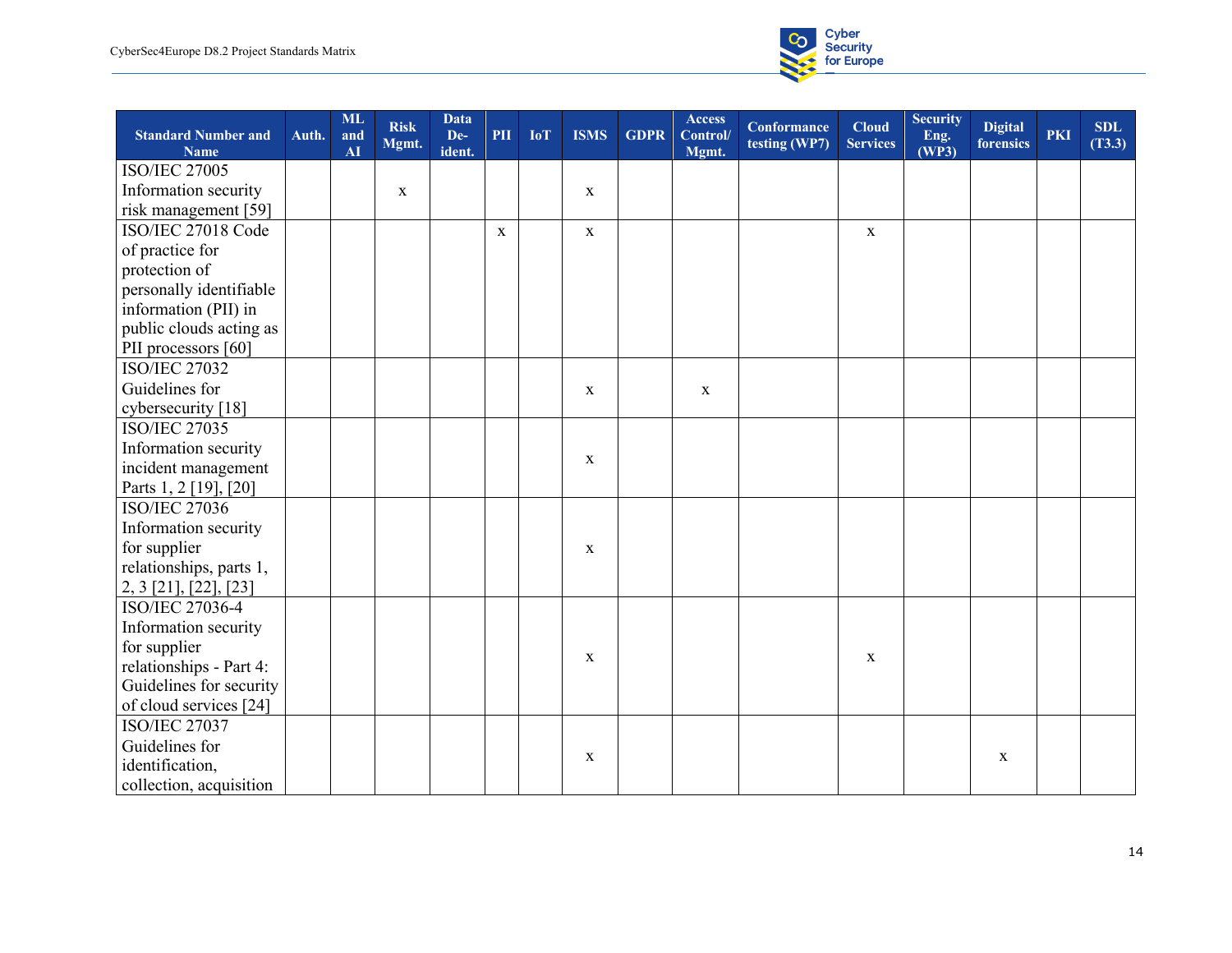| Standard Number and Name | Auth. | ML and AI | Risk Mgmt. | Data De-ident. | PII | IoT | ISMS | GDPR | Access Control/ Mgmt. | Conformance testing (WP7) | Cloud Services | Security Eng. (WP3) | Digital forensics | PKI | SDL (T3.3) |
|---|---|---|---|---|---|---|---|---|---|---|---|---|---|---|---|
| ISO/IEC 27005 Information security risk management [59] | | | x | | | | x | | | | | | | | |
| ISO/IEC 27018 Code of practice for protection of personally identifiable information (PII) in public clouds acting as PII processors [60] | | | | | x | | x | | | | x | | | | |
| ISO/IEC 27032 Guidelines for cybersecurity [18] | | | | | | | x | | x | | | | | | |
| ISO/IEC 27035 Information security incident management Parts 1, 2 [19], [20] | | | | | | | x | | | | | | | | |
| ISO/IEC 27036 Information security for supplier relationships, parts 1, 2, 3 [21], [22], [23] | | | | | | | x | | | | | | | | |
| ISO/IEC 27036-4 Information security for supplier relationships - Part 4: Guidelines for security of cloud services [24] | | | | | | | x | | | | x | | | | |
| ISO/IEC 27037 Guidelines for identification, collection, acquisition | | | | | | | x | | | | | | x | | |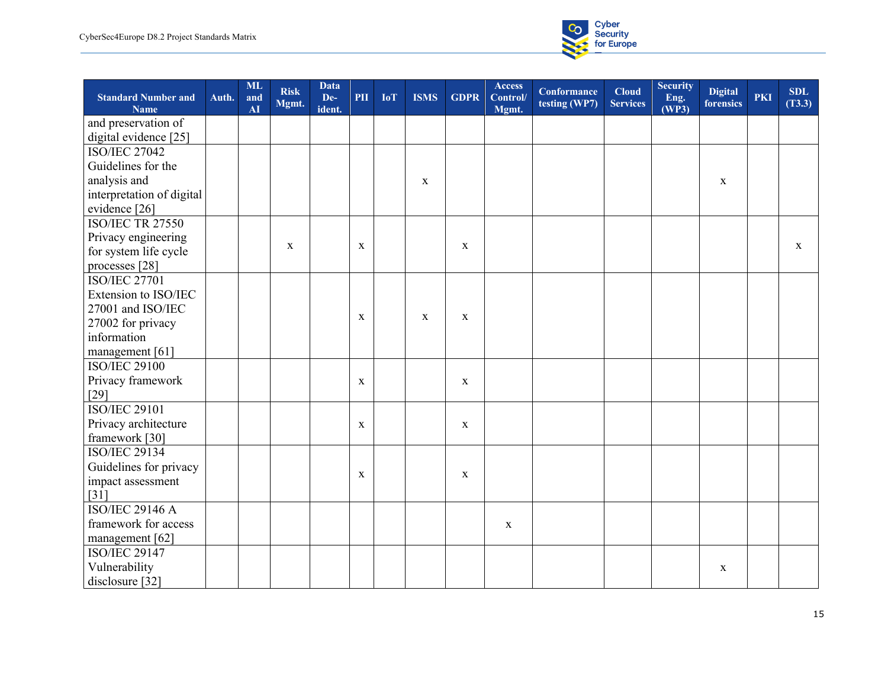| Standard Number and Name | Auth. | ML and AI | Risk Mgmt. | Data De-ident. | PII | IoT | ISMS | GDPR | Access Control/ Mgmt. | Conformance testing (WP7) | Cloud Services | Security Eng. (WP3) | Digital forensics | PKI | SDL (T3.3) |
|---|---|---|---|---|---|---|---|---|---|---|---|---|---|---|---|
| and preservation of digital evidence [25] | | | | | | | | | | | | | | | |
| ISO/IEC 27042 Guidelines for the analysis and interpretation of digital evidence [26] | | | | | | | x | | | | | | x | | |
| ISO/IEC TR 27550 Privacy engineering for system life cycle processes [28] | | | x | | x | | | x | | | | | | | x |
| ISO/IEC 27701 Extension to ISO/IEC 27001 and ISO/IEC 27002 for privacy information management [61] | | | | | x | | x | x | | | | | | | |
| ISO/IEC 29100 Privacy framework [29] | | | | | x | | | x | | | | | | | |
| ISO/IEC 29101 Privacy architecture framework [30] | | | | | x | | | x | | | | | | | |
| ISO/IEC 29134 Guidelines for privacy impact assessment [31] | | | | | x | | | x | | | | | | | |
| ISO/IEC 29146 A framework for access management [62] | | | | | | | | | x | | | | | | |
| ISO/IEC 29147 Vulnerability disclosure [32] | | | | | | | | | | | | | x | | |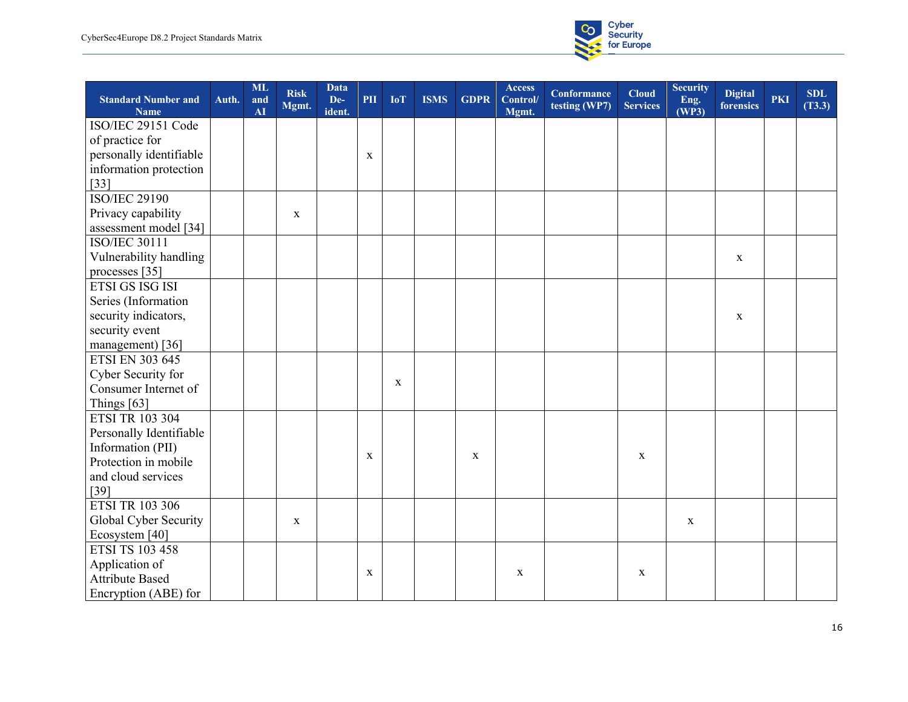| Standard Number and Name | Auth. | ML and AI | Risk Mgmt. | Data De-ident. | PII | IoT | ISMS | GDPR | Access Control/ Mgmt. | Conformance testing (WP7) | Cloud Services | Security Eng. (WP3) | Digital forensics | PKI | SDL (T3.3) |
|---|---|---|---|---|---|---|---|---|---|---|---|---|---|---|---|
| ISO/IEC 29151 Code of practice for personally identifiable information protection [33] | | | | | x | | | | | | | | | | |
| ISO/IEC 29190 Privacy capability assessment model [34] | | | x | | | | | | | | | | | | |
| ISO/IEC 30111 Vulnerability handling processes [35] | | | | | | | | | | | | | x | | |
| ETSI GS ISG ISI Series (Information security indicators, security event management) [36] | | | | | | | | | | | | | x | | |
| ETSI EN 303 645 Cyber Security for Consumer Internet of Things [63] | | | | | | x | | | | | | | | | |
| ETSI TR 103 304 Personally Identifiable Information (PII) Protection in mobile and cloud services [39] | | | | | x | | | x | | | x | | | | |
| ETSI TR 103 306 Global Cyber Security Ecosystem [40] | | | x | | | | | | | | | x | | | |
| ETSI TS 103 458 Application of Attribute Based Encryption (ABE) for | | | | | x | | | | x | | x | | | | |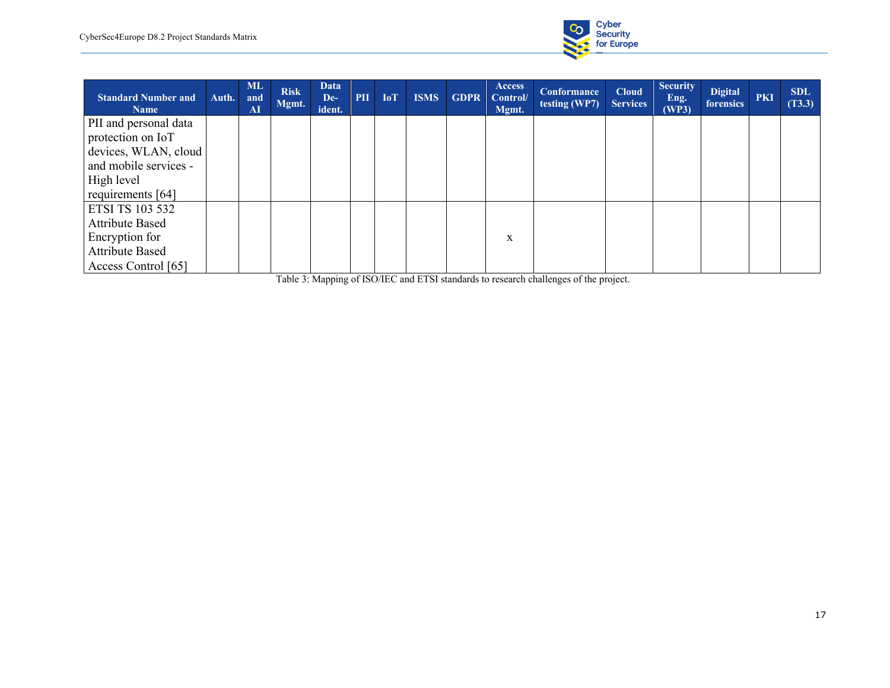| Standard Number and Name | Auth. | ML and AI | Risk Mgmt. | Data De-ident. | PII | IoT | ISMS | GDPR | Access Control/ Mgmt. | Conformance testing (WP7) | Cloud Services | Security Eng. (WP3) | Digital forensics | PKI | SDL (T3.3) |
|---|---|---|---|---|---|---|---|---|---|---|---|---|---|---|---|
| PII and personal data protection on IoT devices, WLAN, cloud and mobile services - High level requirements [64] | | | | | | | | | | | | | | | |
| ETSI TS 103 532 Attribute Based Encryption for Attribute Based Access Control [65] | | | | | | | | | x | | | | | | |

Table 3: Mapping of ISO/IEC and ETSI standards to research challenges of the project.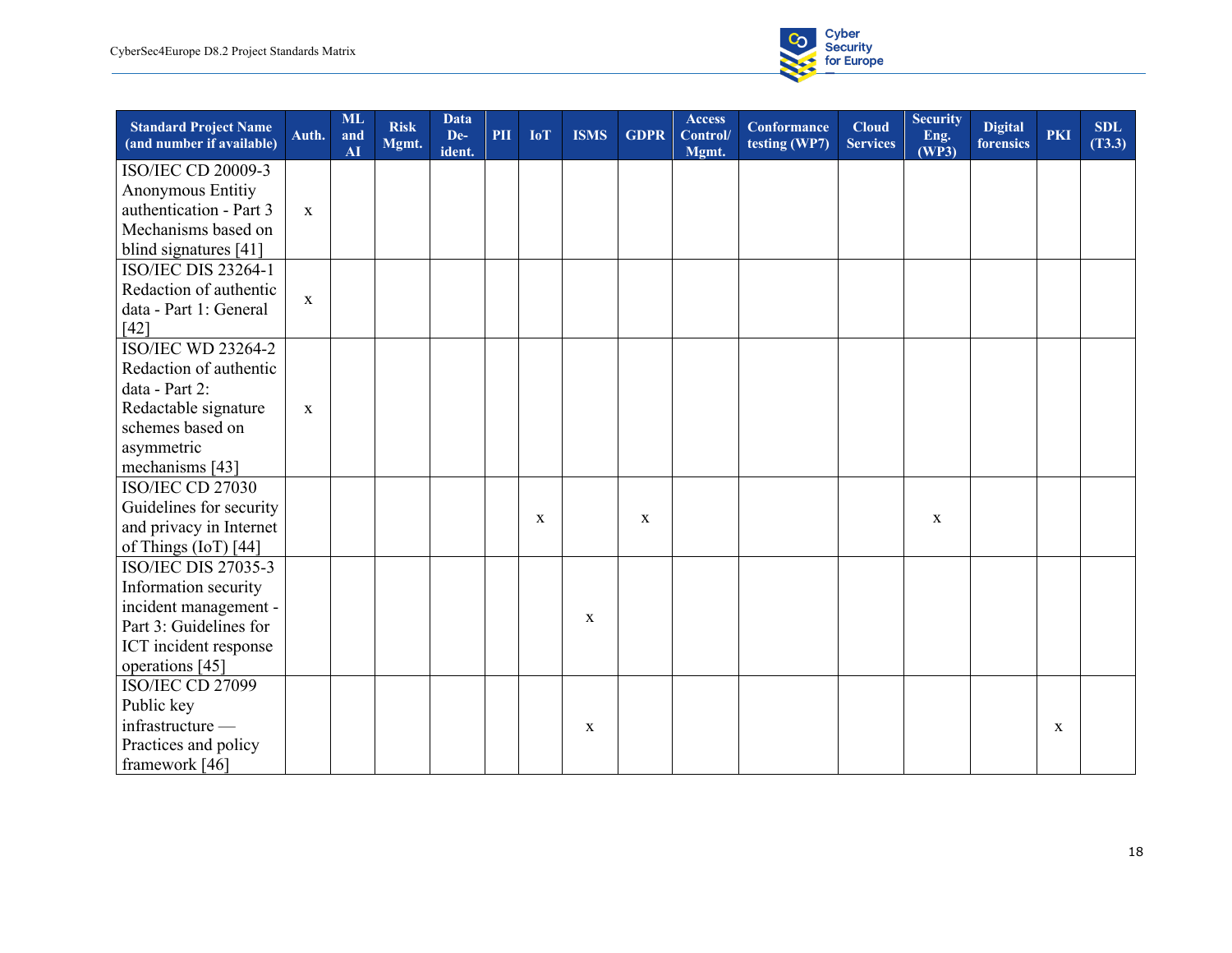| Standard Project Name (and number if available) | Auth. | ML and AI | Risk Mgmt. | Data De-ident. | PII | IoT | ISMS | GDPR | Access Control/ Mgmt. | Conformance testing (WP7) | Cloud Services | Security Eng. (WP3) | Digital forensics | PKI | SDL (T3.3) |
|---|---|---|---|---|---|---|---|---|---|---|---|---|---|---|---|
| ISO/IEC CD 20009-3 Anonymous Entitiy authentication - Part 3 Mechanisms based on blind signatures [41] | x | | | | | | | | | | | | | | |
| ISO/IEC DIS 23264-1 Redaction of authentic data - Part 1: General [42] | x | | | | | | | | | | | | | | |
| ISO/IEC WD 23264-2 Redaction of authentic data - Part 2: Redactable signature schemes based on asymmetric mechanisms [43] | x | | | | | | | | | | | | | | |
| ISO/IEC CD 27030 Guidelines for security and privacy in Internet of Things (IoT) [44] | | | | | | x | | x | | | | x | | | |
| ISO/IEC DIS 27035-3 Information security incident management - Part 3: Guidelines for ICT incident response operations [45] | | | | | | | x | | | | | | | | |
| ISO/IEC CD 27099 Public key infrastructure — Practices and policy framework [46] | | | | | | | x | | | | | | | x | |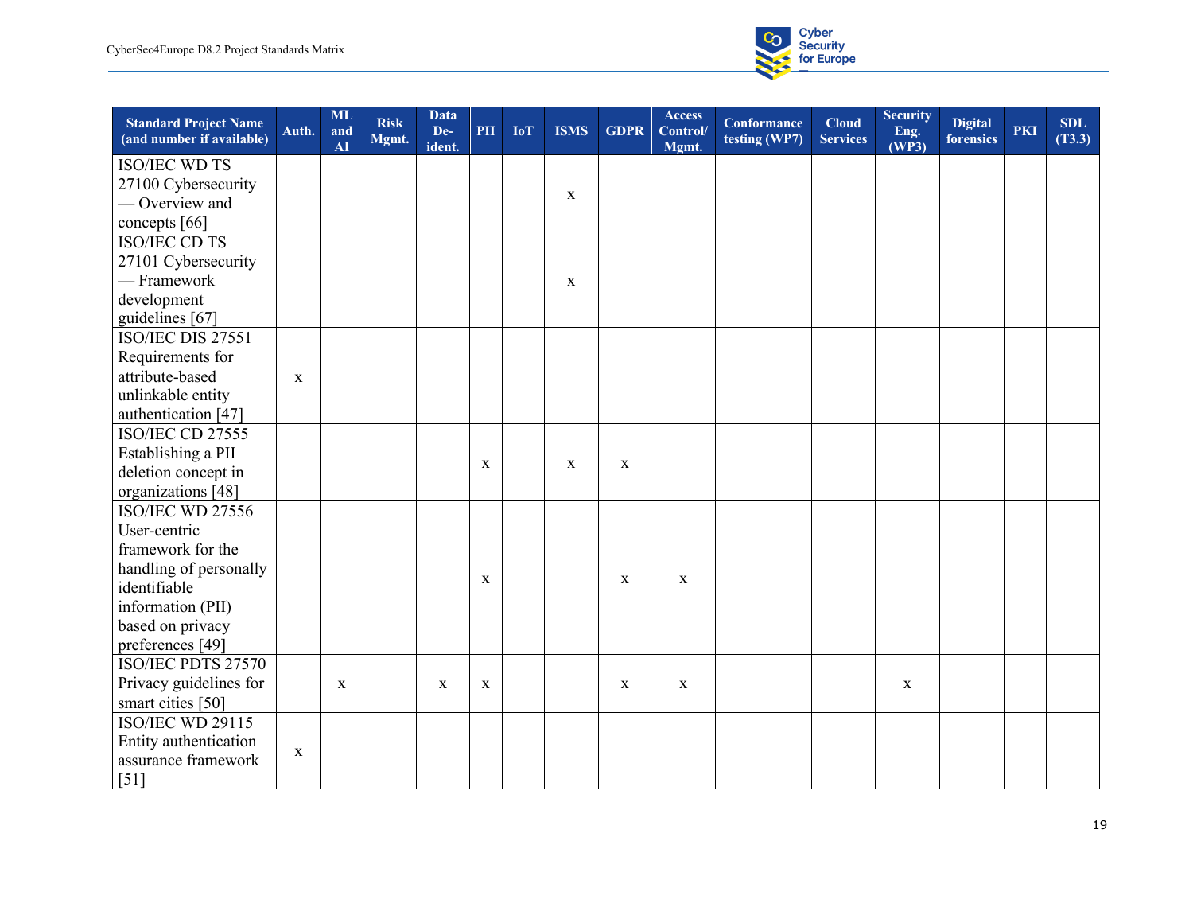| Standard Project Name (and number if available) | Auth. | ML and AI | Risk Mgmt. | Data De-ident. | PII | IoT | ISMS | GDPR | Access Control/ Mgmt. | Conformance testing (WP7) | Cloud Services | Security Eng. (WP3) | Digital forensics | PKI | SDL (T3.3) |
|---|---|---|---|---|---|---|---|---|---|---|---|---|---|---|---|
| ISO/IEC WD TS 27100 Cybersecurity — Overview and concepts [66] | | | | | | | x | | | | | | | | |
| ISO/IEC CD TS 27101 Cybersecurity — Framework development guidelines [67] | | | | | | | x | | | | | | | | |
| ISO/IEC DIS 27551 Requirements for attribute-based unlinkable entity authentication [47] | x | | | | | | | | | | | | | | |
| ISO/IEC CD 27555 Establishing a PII deletion concept in organizations [48] | | | | | x | | x | x | | | | | | | |
| ISO/IEC WD 27556 User-centric framework for the handling of personally identifiable information (PII) based on privacy preferences [49] | | | | | x | | | x | x | | | | | | |
| ISO/IEC PDTS 27570 Privacy guidelines for smart cities [50] | | x | | x | x | | | x | x | | | x | | | |
| ISO/IEC WD 29115 Entity authentication assurance framework [51] | x | | | | | | | | | | | | | | |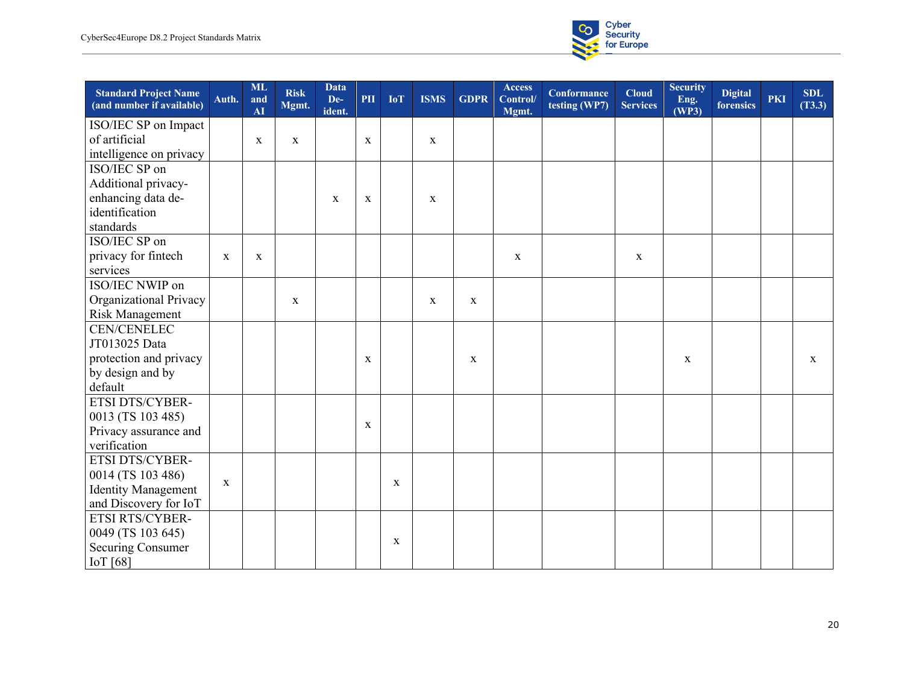| Standard Project Name (and number if available) | Auth. | ML and AI | Risk Mgmt. | Data De-ident. | PII | IoT | ISMS | GDPR | Access Control/ Mgmt. | Conformance testing (WP7) | Cloud Services | Security Eng. (WP3) | Digital forensics | PKI | SDL (T3.3) |
|---|---|---|---|---|---|---|---|---|---|---|---|---|---|---|---|
| ISO/IEC SP on Impact of artificial intelligence on privacy | | x | x | | x | | x | | | | | | | | |
| ISO/IEC SP on Additional privacy-enhancing data de-identification standards | | | | x | x | | x | | | | | | | | |
| ISO/IEC SP on privacy for fintech services | x | x | | | | | | | x | | x | | | | |
| ISO/IEC NWIP on Organizational Privacy Risk Management | | | x | | | | x | x | | | | | | | |
| CEN/CENELEC JT013025 Data protection and privacy by design and by default | | | | | x | | | x | | | | x | | | x |
| ETSI DTS/CYBER-0013 (TS 103 485) Privacy assurance and verification | | | | | x | | | | | | | | | | |
| ETSI DTS/CYBER-0014 (TS 103 486) Identity Management and Discovery for IoT | x | | | | | x | | | | | | | | | |
| ETSI RTS/CYBER-0049 (TS 103 645) Securing Consumer IoT [68] | | | | | | x | | | | | | | | | |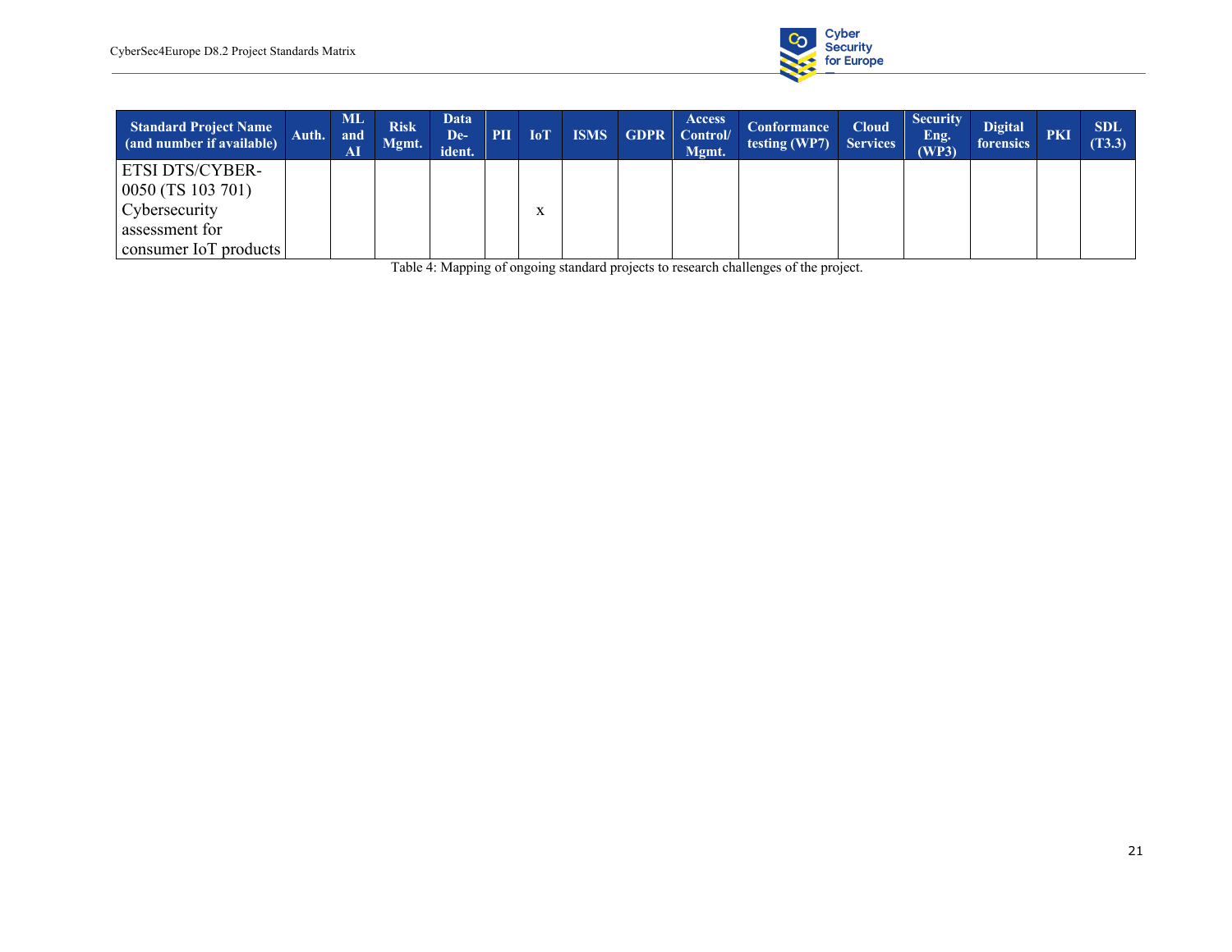| Standard Project Name (and number if available) | Auth. | ML and AI | Risk Mgmt. | Data De-ident. | PII | IoT | ISMS | GDPR | Access Control/ Mgmt. | Conformance testing (WP7) | Cloud Services | Security Eng. (WP3) | Digital forensics | PKI | SDL (T3.3) |
|---|---|---|---|---|---|---|---|---|---|---|---|---|---|---|---|
| ETSI DTS/CYBER-0050 (TS 103 701) Cybersecurity assessment for consumer IoT products | | | | | | x | | | | | | | | | |

Table 4: Mapping of ongoing standard projects to research challenges of the project.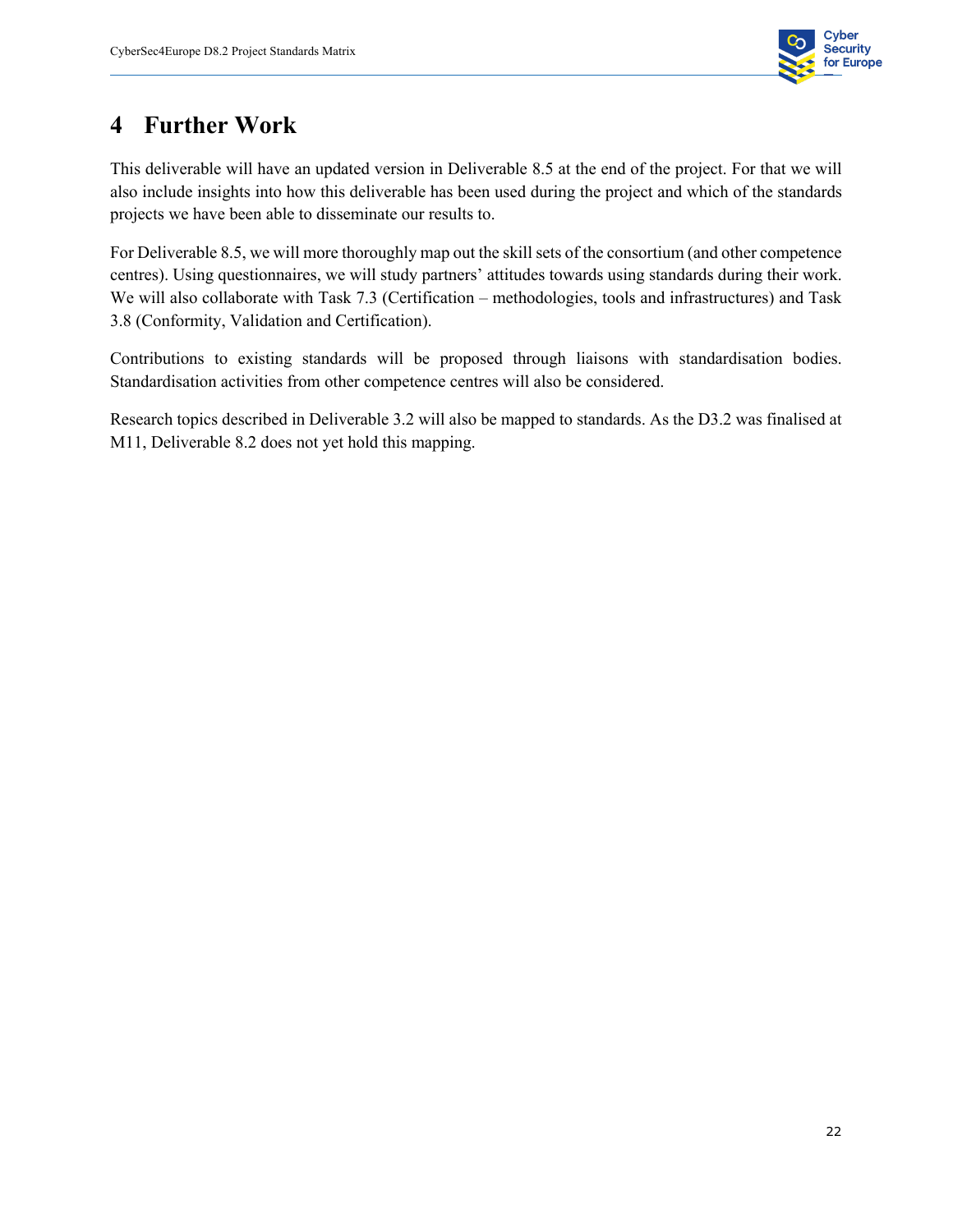# 4 Further Work

This deliverable will have an updated version in Deliverable 8.5 at the end of the project. For that we will also include insights into how this deliverable has been used during the project and which of the standards projects we have been able to disseminate our results to.

For Deliverable 8.5, we will more thoroughly map out the skill sets of the consortium (and other competence centres). Using questionnaires, we will study partners' attitudes towards using standards during their work. We will also collaborate with Task 7.3 (Certification – methodologies, tools and infrastructures) and Task 3.8 (Conformity, Validation and Certification).

Contributions to existing standards will be proposed through liaisons with standardisation bodies. Standardisation activities from other competence centres will also be considered.

Research topics described in Deliverable 3.2 will also be mapped to standards. As the D3.2 was finalised at M11, Deliverable 8.2 does not yet hold this mapping.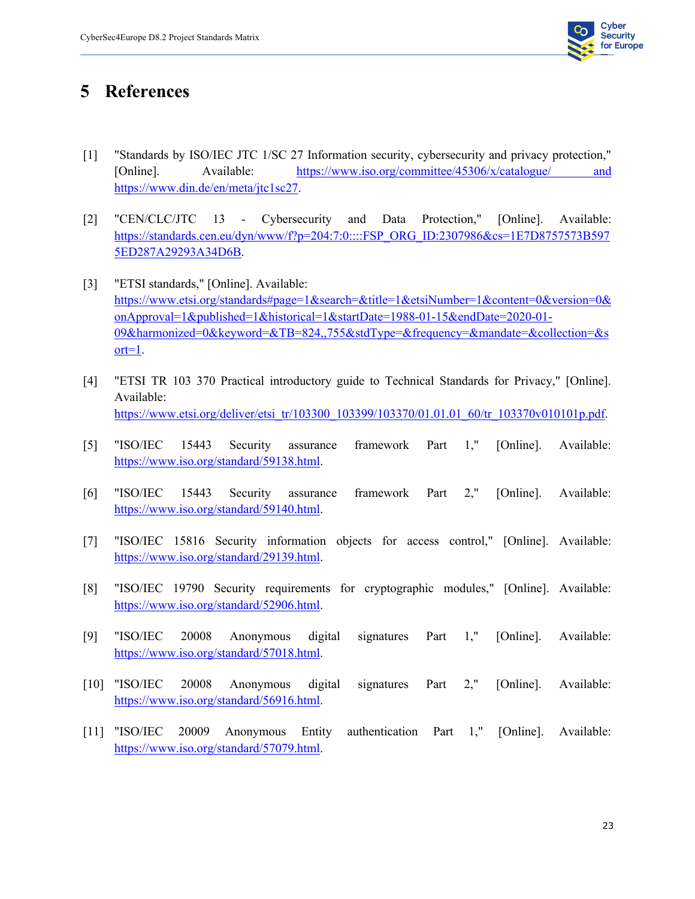# 5 References

[1] "Standards by ISO/IEC JTC 1/SC 27 Information security, cybersecurity and privacy protection," [Online]. Available: https://www.iso.org/committee/45306/x/catalogue/ and https://www.din.de/en/meta/jtc1sc27.

[2] "CEN/CLC/JTC 13 - Cybersecurity and Data Protection," [Online]. Available: https://standards.cen.eu/dyn/www/f?p=204:7:0::::FSP_ORG_ID:2307986&cs=1E7D8757573B5975ED287A29293A34D6B.

[3] "ETSI standards," [Online]. Available: https://www.etsi.org/standards#page=1&search=&title=1&etsiNumber=1&content=0&version=0&onApproval=1&published=1&historical=1&startDate=1988-01-15&endDate=2020-01-09&harmonized=0&keyword=&TB=824,,755&stdType=&frequency=&mandate=&collection=&sort=1.

[4] "ETSI TR 103 370 Practical introductory guide to Technical Standards for Privacy," [Online]. Available: https://www.etsi.org/deliver/etsi_tr/103300_103399/103370/01.01.01_60/tr_103370v010101p.pdf.

[5] "ISO/IEC 15443 Security assurance framework Part 1," [Online]. Available: https://www.iso.org/standard/59138.html.

[6] "ISO/IEC 15443 Security assurance framework Part 2," [Online]. Available: https://www.iso.org/standard/59140.html.

[7] "ISO/IEC 15816 Security information objects for access control," [Online]. Available: https://www.iso.org/standard/29139.html.

[8] "ISO/IEC 19790 Security requirements for cryptographic modules," [Online]. Available: https://www.iso.org/standard/52906.html.

[9] "ISO/IEC 20008 Anonymous digital signatures Part 1," [Online]. Available: https://www.iso.org/standard/57018.html.

[10] "ISO/IEC 20008 Anonymous digital signatures Part 2," [Online]. Available: https://www.iso.org/standard/56916.html.

[11] "ISO/IEC 20009 Anonymous Entity authentication Part 1," [Online]. Available: https://www.iso.org/standard/57079.html.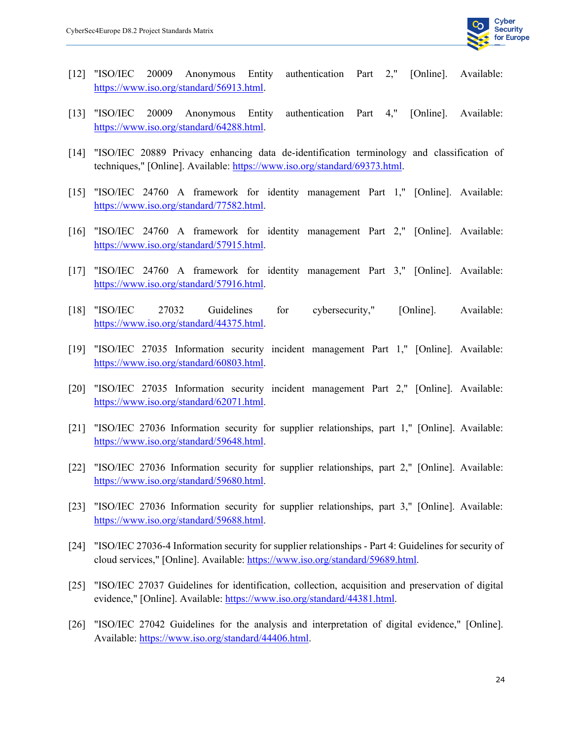[12] "ISO/IEC 20009 Anonymous Entity authentication Part 2," [Online]. Available: https://www.iso.org/standard/56913.html.

[13] "ISO/IEC 20009 Anonymous Entity authentication Part 4," [Online]. Available: https://www.iso.org/standard/64288.html.

[14] "ISO/IEC 20889 Privacy enhancing data de-identification terminology and classification of techniques," [Online]. Available: https://www.iso.org/standard/69373.html.

[15] "ISO/IEC 24760 A framework for identity management Part 1," [Online]. Available: https://www.iso.org/standard/77582.html.

[16] "ISO/IEC 24760 A framework for identity management Part 2," [Online]. Available: https://www.iso.org/standard/57915.html.

[17] "ISO/IEC 24760 A framework for identity management Part 3," [Online]. Available: https://www.iso.org/standard/57916.html.

[18] "ISO/IEC 27032 Guidelines for cybersecurity," [Online]. Available: https://www.iso.org/standard/44375.html.

[19] "ISO/IEC 27035 Information security incident management Part 1," [Online]. Available: https://www.iso.org/standard/60803.html.

[20] "ISO/IEC 27035 Information security incident management Part 2," [Online]. Available: https://www.iso.org/standard/62071.html.

[21] "ISO/IEC 27036 Information security for supplier relationships, part 1," [Online]. Available: https://www.iso.org/standard/59648.html.

[22] "ISO/IEC 27036 Information security for supplier relationships, part 2," [Online]. Available: https://www.iso.org/standard/59680.html.

[23] "ISO/IEC 27036 Information security for supplier relationships, part 3," [Online]. Available: https://www.iso.org/standard/59688.html.

[24] "ISO/IEC 27036-4 Information security for supplier relationships - Part 4: Guidelines for security of cloud services," [Online]. Available: https://www.iso.org/standard/59689.html.

[25] "ISO/IEC 27037 Guidelines for identification, collection, acquisition and preservation of digital evidence," [Online]. Available: https://www.iso.org/standard/44381.html.

[26] "ISO/IEC 27042 Guidelines for the analysis and interpretation of digital evidence," [Online]. Available: https://www.iso.org/standard/44406.html.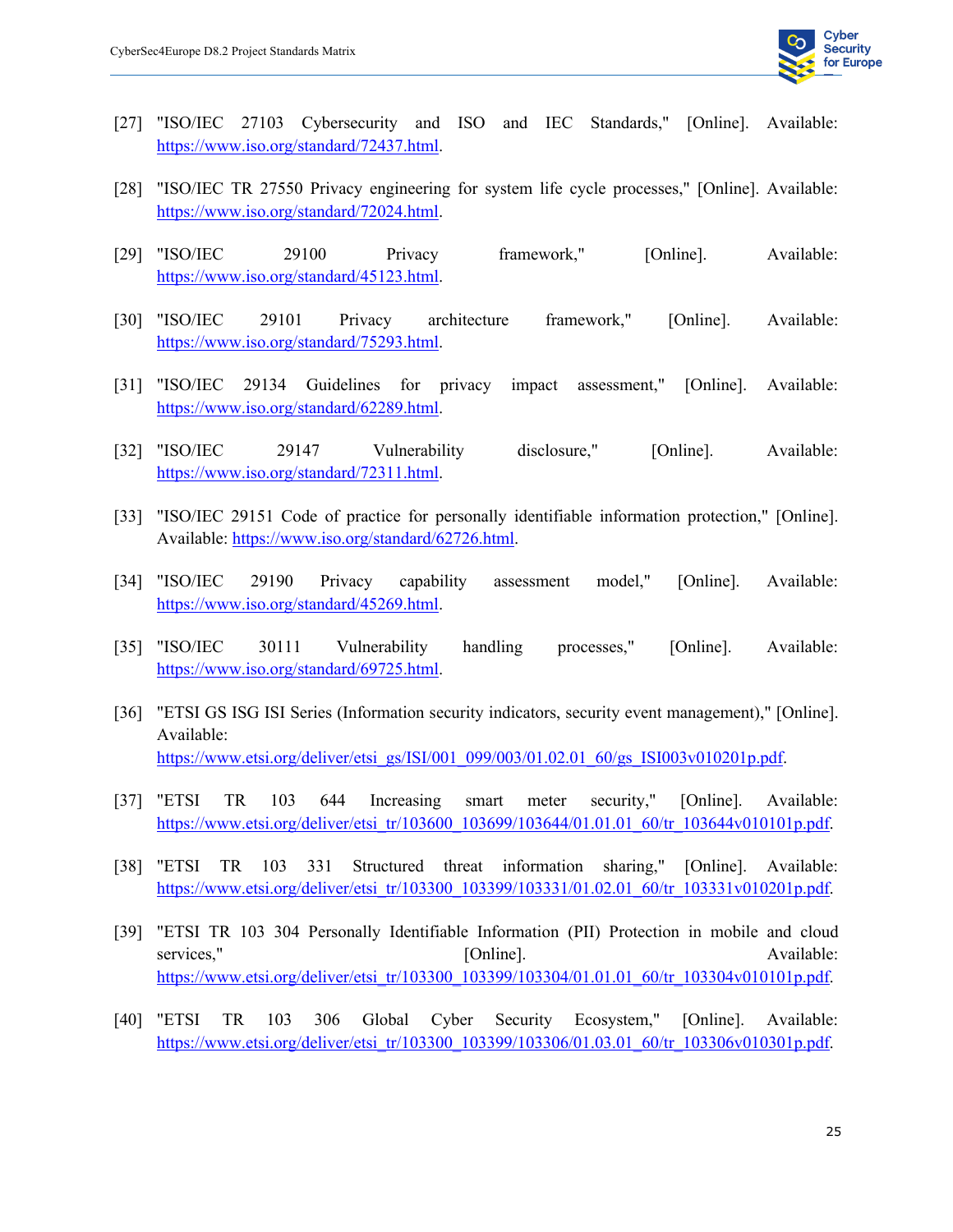[27] "ISO/IEC 27103 Cybersecurity and ISO and IEC Standards," [Online]. Available: https://www.iso.org/standard/72437.html.

[28] "ISO/IEC TR 27550 Privacy engineering for system life cycle processes," [Online]. Available: https://www.iso.org/standard/72024.html.

[29] "ISO/IEC 29100 Privacy framework," [Online]. Available: https://www.iso.org/standard/45123.html.

[30] "ISO/IEC 29101 Privacy architecture framework," [Online]. Available: https://www.iso.org/standard/75293.html.

[31] "ISO/IEC 29134 Guidelines for privacy impact assessment," [Online]. Available: https://www.iso.org/standard/62289.html.

[32] "ISO/IEC 29147 Vulnerability disclosure," [Online]. Available: https://www.iso.org/standard/72311.html.

[33] "ISO/IEC 29151 Code of practice for personally identifiable information protection," [Online]. Available: https://www.iso.org/standard/62726.html.

[34] "ISO/IEC 29190 Privacy capability assessment model," [Online]. Available: https://www.iso.org/standard/45269.html.

[35] "ISO/IEC 30111 Vulnerability handling processes," [Online]. Available: https://www.iso.org/standard/69725.html.

[36] "ETSI GS ISG ISI Series (Information security indicators, security event management)," [Online]. Available: https://www.etsi.org/deliver/etsi_gs/ISI/001_099/003/01.02.01_60/gs_ISI003v010201p.pdf.

[37] "ETSI TR 103 644 Increasing smart meter security," [Online]. Available: https://www.etsi.org/deliver/etsi_tr/103600_103699/103644/01.01.01_60/tr_103644v010101p.pdf.

[38] "ETSI TR 103 331 Structured threat information sharing," [Online]. Available: https://www.etsi.org/deliver/etsi_tr/103300_103399/103331/01.02.01_60/tr_103331v010201p.pdf.

[39] "ETSI TR 103 304 Personally Identifiable Information (PII) Protection in mobile and cloud services," [Online]. Available: https://www.etsi.org/deliver/etsi_tr/103300_103399/103304/01.01.01_60/tr_103304v010101p.pdf.

[40] "ETSI TR 103 306 Global Cyber Security Ecosystem," [Online]. Available: https://www.etsi.org/deliver/etsi_tr/103300_103399/103306/01.03.01_60/tr_103306v010301p.pdf.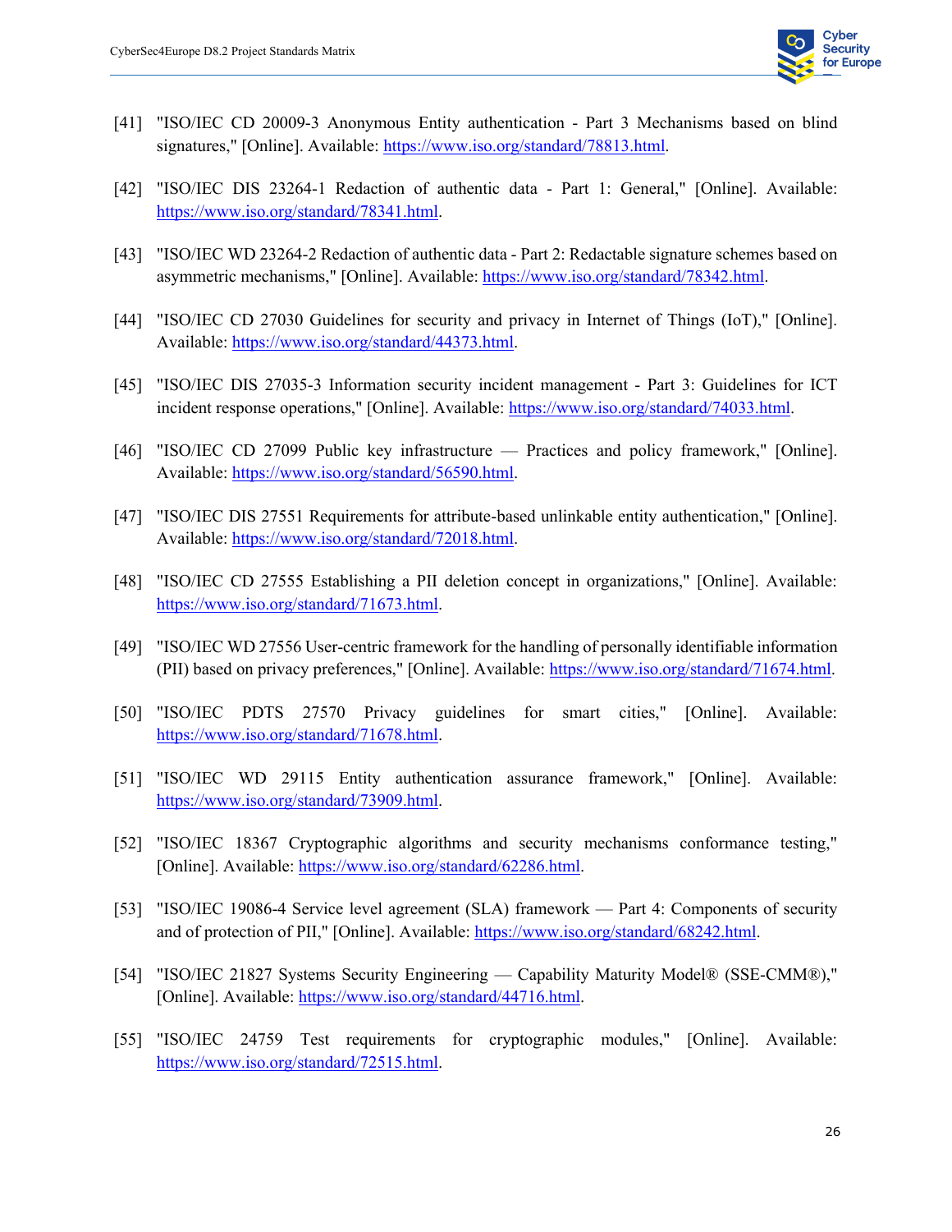[41] "ISO/IEC CD 20009-3 Anonymous Entity authentication - Part 3 Mechanisms based on blind signatures," [Online]. Available: https://www.iso.org/standard/78813.html.

[42] "ISO/IEC DIS 23264-1 Redaction of authentic data - Part 1: General," [Online]. Available: https://www.iso.org/standard/78341.html.

[43] "ISO/IEC WD 23264-2 Redaction of authentic data - Part 2: Redactable signature schemes based on asymmetric mechanisms," [Online]. Available: https://www.iso.org/standard/78342.html.

[44] "ISO/IEC CD 27030 Guidelines for security and privacy in Internet of Things (IoT)," [Online]. Available: https://www.iso.org/standard/44373.html.

[45] "ISO/IEC DIS 27035-3 Information security incident management - Part 3: Guidelines for ICT incident response operations," [Online]. Available: https://www.iso.org/standard/74033.html.

[46] "ISO/IEC CD 27099 Public key infrastructure — Practices and policy framework," [Online]. Available: https://www.iso.org/standard/56590.html.

[47] "ISO/IEC DIS 27551 Requirements for attribute-based unlinkable entity authentication," [Online]. Available: https://www.iso.org/standard/72018.html.

[48] "ISO/IEC CD 27555 Establishing a PII deletion concept in organizations," [Online]. Available: https://www.iso.org/standard/71673.html.

[49] "ISO/IEC WD 27556 User-centric framework for the handling of personally identifiable information (PII) based on privacy preferences," [Online]. Available: https://www.iso.org/standard/71674.html.

[50] "ISO/IEC PDTS 27570 Privacy guidelines for smart cities," [Online]. Available: https://www.iso.org/standard/71678.html.

[51] "ISO/IEC WD 29115 Entity authentication assurance framework," [Online]. Available: https://www.iso.org/standard/73909.html.

[52] "ISO/IEC 18367 Cryptographic algorithms and security mechanisms conformance testing," [Online]. Available: https://www.iso.org/standard/62286.html.

[53] "ISO/IEC 19086-4 Service level agreement (SLA) framework — Part 4: Components of security and of protection of PII," [Online]. Available: https://www.iso.org/standard/68242.html.

[54] "ISO/IEC 21827 Systems Security Engineering — Capability Maturity Model® (SSE-CMM®)," [Online]. Available: https://www.iso.org/standard/44716.html.

[55] "ISO/IEC 24759 Test requirements for cryptographic modules," [Online]. Available: https://www.iso.org/standard/72515.html.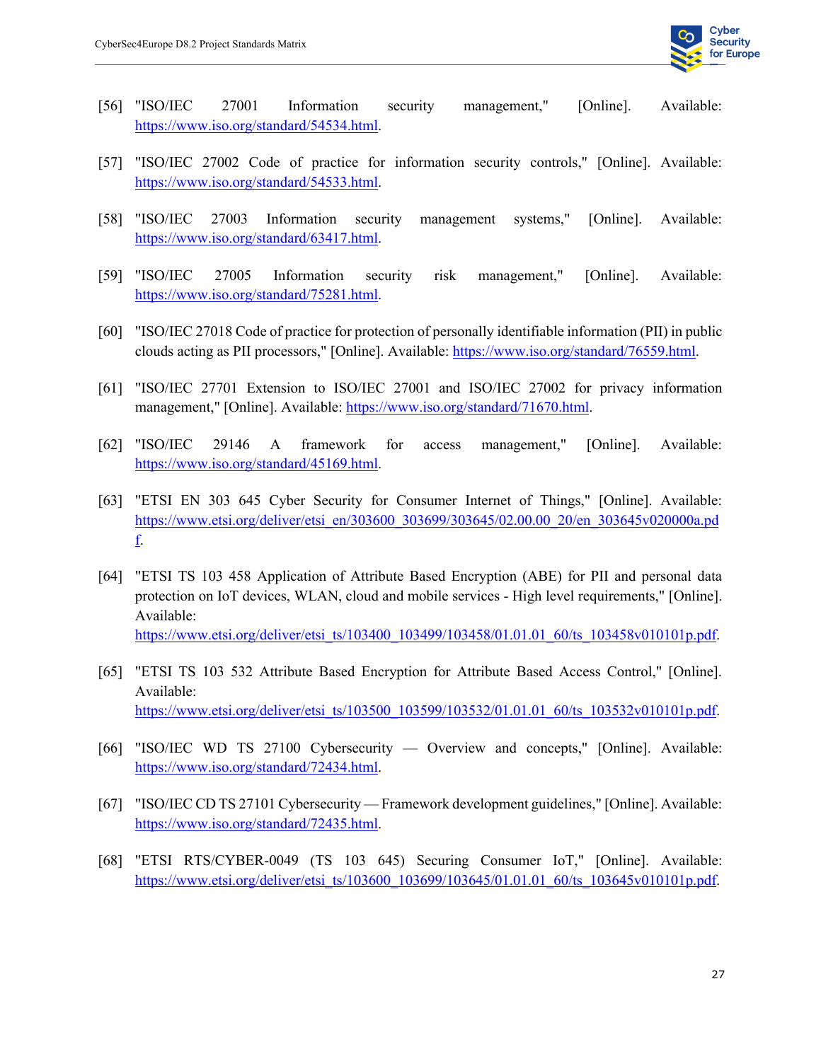[56] "ISO/IEC 27001 Information security management," [Online]. Available: https://www.iso.org/standard/54534.html.

[57] "ISO/IEC 27002 Code of practice for information security controls," [Online]. Available: https://www.iso.org/standard/54533.html.

[58] "ISO/IEC 27003 Information security management systems," [Online]. Available: https://www.iso.org/standard/63417.html.

[59] "ISO/IEC 27005 Information security risk management," [Online]. Available: https://www.iso.org/standard/75281.html.

[60] "ISO/IEC 27018 Code of practice for protection of personally identifiable information (PII) in public clouds acting as PII processors," [Online]. Available: https://www.iso.org/standard/76559.html.

[61] "ISO/IEC 27701 Extension to ISO/IEC 27001 and ISO/IEC 27002 for privacy information management," [Online]. Available: https://www.iso.org/standard/71670.html.

[62] "ISO/IEC 29146 A framework for access management," [Online]. Available: https://www.iso.org/standard/45169.html.

[63] "ETSI EN 303 645 Cyber Security for Consumer Internet of Things," [Online]. Available: https://www.etsi.org/deliver/etsi_en/303600_303699/303645/02.00.00_20/en_303645v020000a.pdf.

[64] "ETSI TS 103 458 Application of Attribute Based Encryption (ABE) for PII and personal data protection on IoT devices, WLAN, cloud and mobile services - High level requirements," [Online]. Available: https://www.etsi.org/deliver/etsi_ts/103400_103499/103458/01.01.01_60/ts_103458v010101p.pdf.

[65] "ETSI TS 103 532 Attribute Based Encryption for Attribute Based Access Control," [Online]. Available: https://www.etsi.org/deliver/etsi_ts/103500_103599/103532/01.01.01_60/ts_103532v010101p.pdf.

[66] "ISO/IEC WD TS 27100 Cybersecurity — Overview and concepts," [Online]. Available: https://www.iso.org/standard/72434.html.

[67] "ISO/IEC CD TS 27101 Cybersecurity — Framework development guidelines," [Online]. Available: https://www.iso.org/standard/72435.html.

[68] "ETSI RTS/CYBER-0049 (TS 103 645) Securing Consumer IoT," [Online]. Available: https://www.etsi.org/deliver/etsi_ts/103600_103699/103645/01.01.01_60/ts_103645v010101p.pdf.